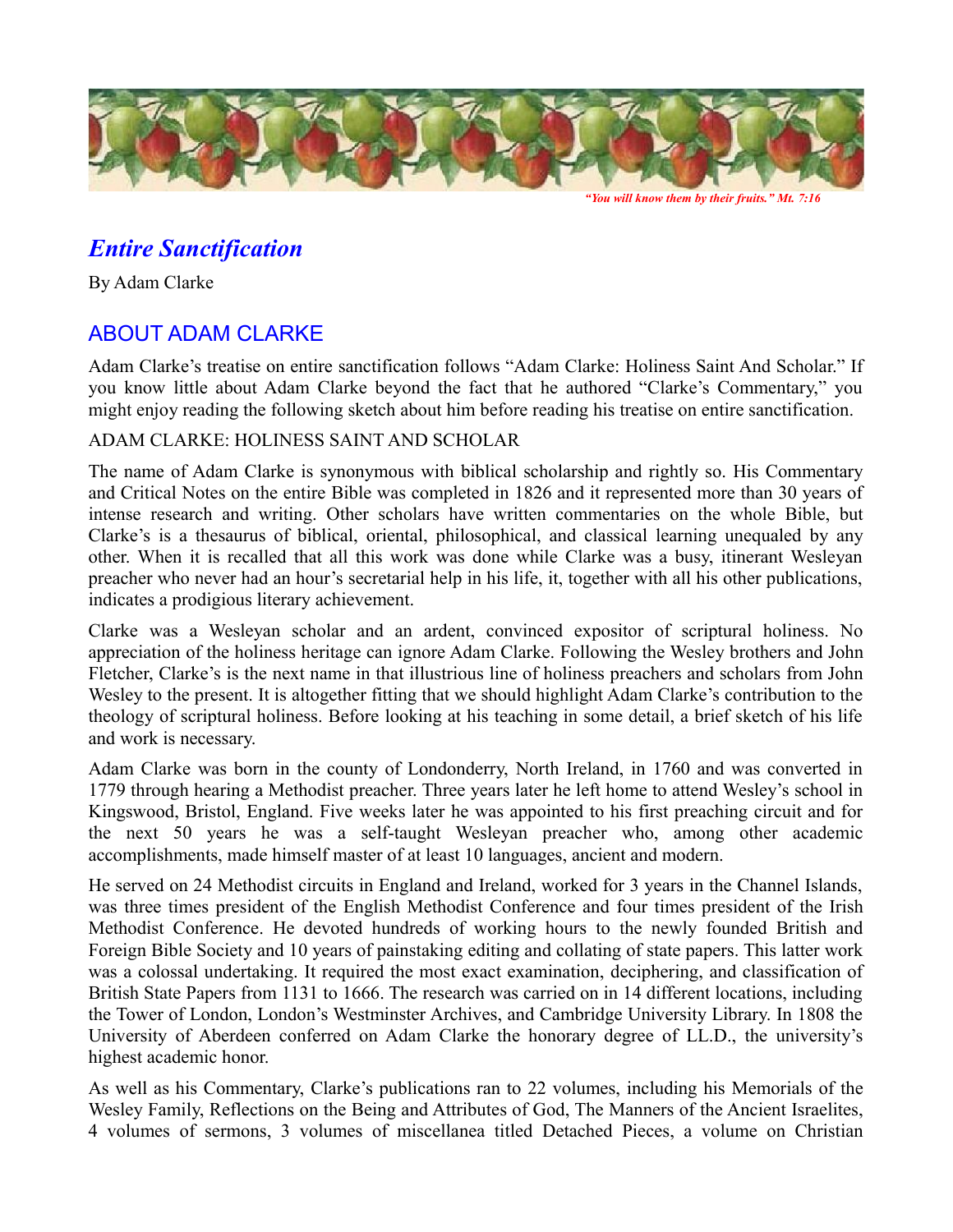*"You will know them by their fruits." Mt. 7:16*

# *Entire Sanctification*

By Adam Clarke

## ABOUT ADAM CLARKE

Adam Clarke's treatise on entire sanctification follows "Adam Clarke: Holiness Saint And Scholar." If you know little about Adam Clarke beyond the fact that he authored "Clarke's Commentary," you might enjoy reading the following sketch about him before reading his treatise on entire sanctification.

ADAM CLARKE: HOLINESS SAINT AND SCHOLAR

The name of Adam Clarke is synonymous with biblical scholarship and rightly so. His Commentary and Critical Notes on the entire Bible was completed in 1826 and it represented more than 30 years of intense research and writing. Other scholars have written commentaries on the whole Bible, but Clarke's is a thesaurus of biblical, oriental, philosophical, and classical learning unequaled by any other. When it is recalled that all this work was done while Clarke was a busy, itinerant Wesleyan preacher who never had an hour's secretarial help in his life, it, together with all his other publications, indicates a prodigious literary achievement.

Clarke was a Wesleyan scholar and an ardent, convinced expositor of scriptural holiness. No appreciation of the holiness heritage can ignore Adam Clarke. Following the Wesley brothers and John Fletcher, Clarke's is the next name in that illustrious line of holiness preachers and scholars from John Wesley to the present. It is altogether fitting that we should highlight Adam Clarke's contribution to the theology of scriptural holiness. Before looking at his teaching in some detail, a brief sketch of his life and work is necessary.

Adam Clarke was born in the county of Londonderry, North Ireland, in 1760 and was converted in 1779 through hearing a Methodist preacher. Three years later he left home to attend Wesley's school in Kingswood, Bristol, England. Five weeks later he was appointed to his first preaching circuit and for the next 50 years he was a self-taught Wesleyan preacher who, among other academic accomplishments, made himself master of at least 10 languages, ancient and modern.

He served on 24 Methodist circuits in England and Ireland, worked for 3 years in the Channel Islands, was three times president of the English Methodist Conference and four times president of the Irish Methodist Conference. He devoted hundreds of working hours to the newly founded British and Foreign Bible Society and 10 years of painstaking editing and collating of state papers. This latter work was a colossal undertaking. It required the most exact examination, deciphering, and classification of British State Papers from 1131 to 1666. The research was carried on in 14 different locations, including the Tower of London, London's Westminster Archives, and Cambridge University Library. In 1808 the University of Aberdeen conferred on Adam Clarke the honorary degree of LL.D., the university's highest academic honor.

As well as his Commentary, Clarke's publications ran to 22 volumes, including his Memorials of the Wesley Family, Reflections on the Being and Attributes of God, The Manners of the Ancient Israelites, 4 volumes of sermons, 3 volumes of miscellanea titled Detached Pieces, a volume on Christian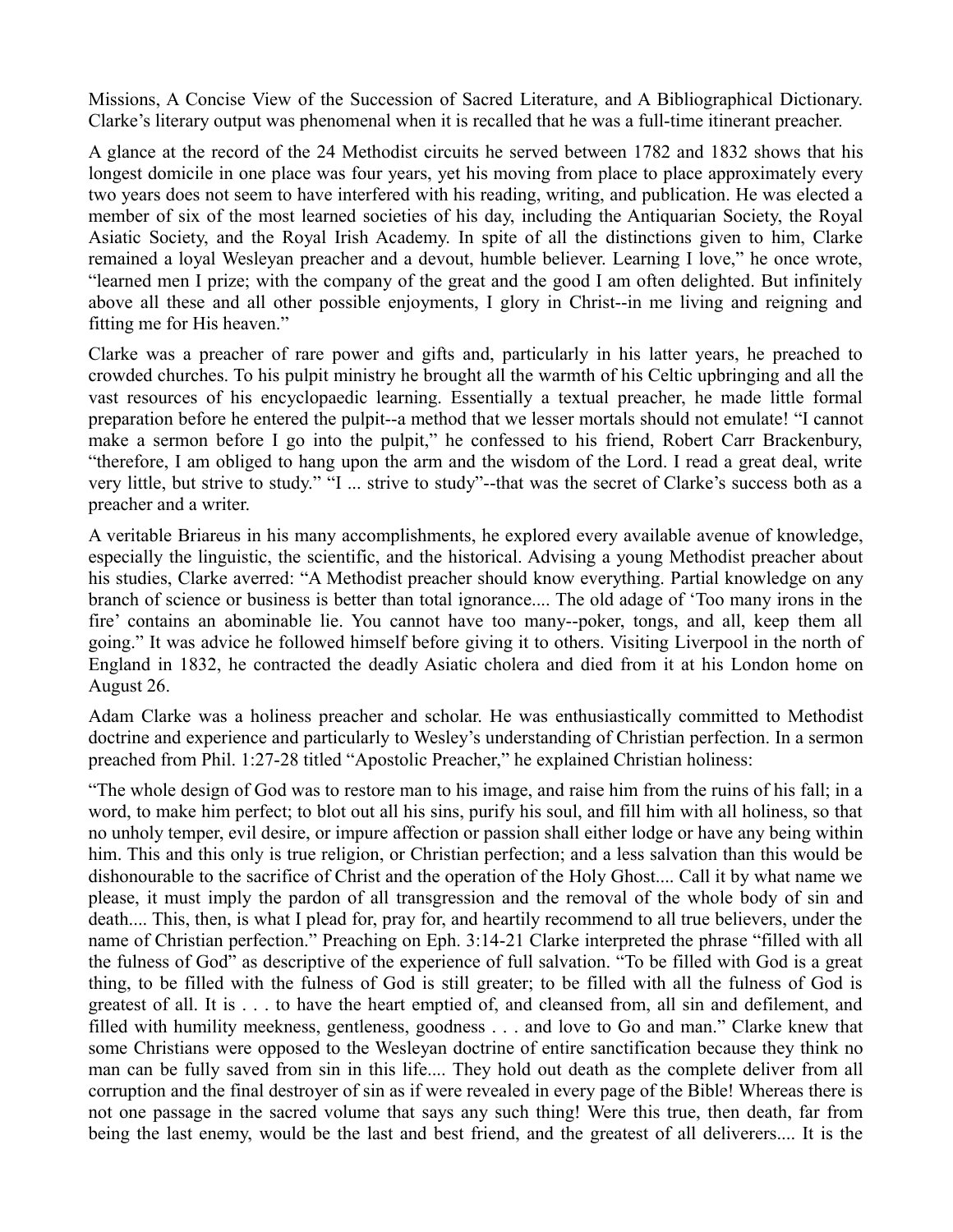Missions, A Concise View of the Succession of Sacred Literature, and A Bibliographical Dictionary. Clarke's literary output was phenomenal when it is recalled that he was a full-time itinerant preacher.

A glance at the record of the 24 Methodist circuits he served between 1782 and 1832 shows that his longest domicile in one place was four years, yet his moving from place to place approximately every two years does not seem to have interfered with his reading, writing, and publication. He was elected a member of six of the most learned societies of his day, including the Antiquarian Society, the Royal Asiatic Society, and the Royal Irish Academy. In spite of all the distinctions given to him, Clarke remained a loyal Wesleyan preacher and a devout, humble believer. Learning I love," he once wrote, "learned men I prize; with the company of the great and the good I am often delighted. But infinitely above all these and all other possible enjoyments, I glory in Christ--in me living and reigning and fitting me for His heaven."

Clarke was a preacher of rare power and gifts and, particularly in his latter years, he preached to crowded churches. To his pulpit ministry he brought all the warmth of his Celtic upbringing and all the vast resources of his encyclopaedic learning. Essentially a textual preacher, he made little formal preparation before he entered the pulpit--a method that we lesser mortals should not emulate! "I cannot make a sermon before I go into the pulpit," he confessed to his friend, Robert Carr Brackenbury, "therefore, I am obliged to hang upon the arm and the wisdom of the Lord. I read a great deal, write very little, but strive to study." "I ... strive to study"--that was the secret of Clarke's success both as a preacher and a writer.

A veritable Briareus in his many accomplishments, he explored every available avenue of knowledge, especially the linguistic, the scientific, and the historical. Advising a young Methodist preacher about his studies, Clarke averred: "A Methodist preacher should know everything. Partial knowledge on any branch of science or business is better than total ignorance.... The old adage of 'Too many irons in the fire' contains an abominable lie. You cannot have too many--poker, tongs, and all, keep them all going." It was advice he followed himself before giving it to others. Visiting Liverpool in the north of England in 1832, he contracted the deadly Asiatic cholera and died from it at his London home on August 26.

Adam Clarke was a holiness preacher and scholar. He was enthusiastically committed to Methodist doctrine and experience and particularly to Wesley's understanding of Christian perfection. In a sermon preached from Phil. 1:27-28 titled "Apostolic Preacher," he explained Christian holiness:

"The whole design of God was to restore man to his image, and raise him from the ruins of his fall; in a word, to make him perfect; to blot out all his sins, purify his soul, and fill him with all holiness, so that no unholy temper, evil desire, or impure affection or passion shall either lodge or have any being within him. This and this only is true religion, or Christian perfection; and a less salvation than this would be dishonourable to the sacrifice of Christ and the operation of the Holy Ghost.... Call it by what name we please, it must imply the pardon of all transgression and the removal of the whole body of sin and death.... This, then, is what I plead for, pray for, and heartily recommend to all true believers, under the name of Christian perfection." Preaching on Eph. 3:14-21 Clarke interpreted the phrase "filled with all the fulness of God" as descriptive of the experience of full salvation. "To be filled with God is a great thing, to be filled with the fulness of God is still greater; to be filled with all the fulness of God is greatest of all. It is . . . to have the heart emptied of, and cleansed from, all sin and defilement, and filled with humility meekness, gentleness, goodness . . . and love to Go and man." Clarke knew that some Christians were opposed to the Wesleyan doctrine of entire sanctification because they think no man can be fully saved from sin in this life.... They hold out death as the complete deliver from all corruption and the final destroyer of sin as if were revealed in every page of the Bible! Whereas there is not one passage in the sacred volume that says any such thing! Were this true, then death, far from being the last enemy, would be the last and best friend, and the greatest of all deliverers.... It is the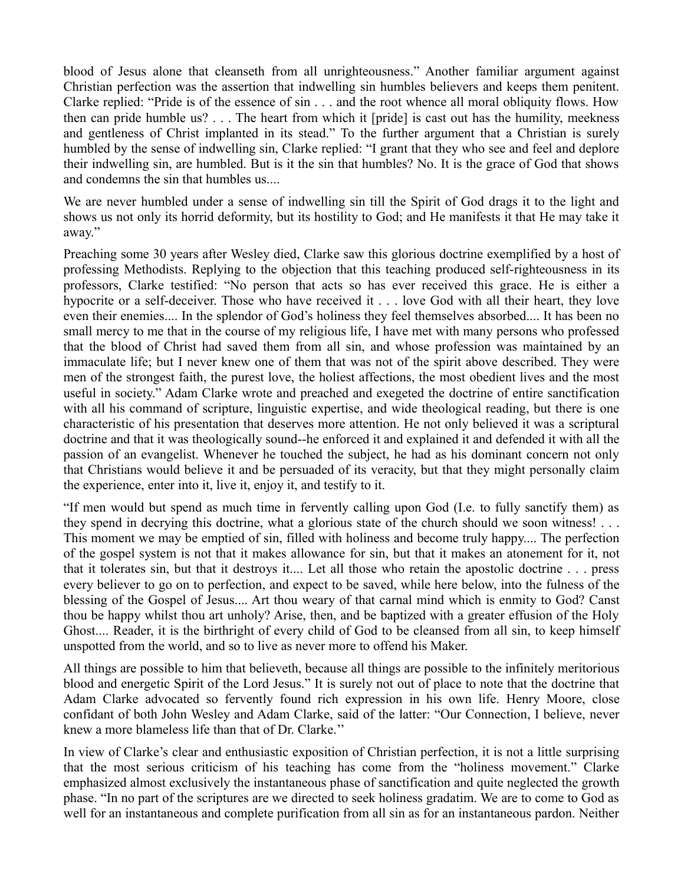blood of Jesus alone that cleanseth from all unrighteousness." Another familiar argument against Christian perfection was the assertion that indwelling sin humbles believers and keeps them penitent. Clarke replied: "Pride is of the essence of sin . . . and the root whence all moral obliquity flows. How then can pride humble us? . . . The heart from which it [pride] is cast out has the humility, meekness and gentleness of Christ implanted in its stead." To the further argument that a Christian is surely humbled by the sense of indwelling sin, Clarke replied: "I grant that they who see and feel and deplore their indwelling sin, are humbled. But is it the sin that humbles? No. It is the grace of God that shows and condemns the sin that humbles us....

We are never humbled under a sense of indwelling sin till the Spirit of God drags it to the light and shows us not only its horrid deformity, but its hostility to God; and He manifests it that He may take it away."

Preaching some 30 years after Wesley died, Clarke saw this glorious doctrine exemplified by a host of professing Methodists. Replying to the objection that this teaching produced self-righteousness in its professors, Clarke testified: "No person that acts so has ever received this grace. He is either a hypocrite or a self-deceiver. Those who have received it . . . love God with all their heart, they love even their enemies.... In the splendor of God's holiness they feel themselves absorbed.... It has been no small mercy to me that in the course of my religious life, I have met with many persons who professed that the blood of Christ had saved them from all sin, and whose profession was maintained by an immaculate life; but I never knew one of them that was not of the spirit above described. They were men of the strongest faith, the purest love, the holiest affections, the most obedient lives and the most useful in society." Adam Clarke wrote and preached and exegeted the doctrine of entire sanctification with all his command of scripture, linguistic expertise, and wide theological reading, but there is one characteristic of his presentation that deserves more attention. He not only believed it was a scriptural doctrine and that it was theologically sound--he enforced it and explained it and defended it with all the passion of an evangelist. Whenever he touched the subject, he had as his dominant concern not only that Christians would believe it and be persuaded of its veracity, but that they might personally claim the experience, enter into it, live it, enjoy it, and testify to it.

"If men would but spend as much time in fervently calling upon God (I.e. to fully sanctify them) as they spend in decrying this doctrine, what a glorious state of the church should we soon witness! . . . This moment we may be emptied of sin, filled with holiness and become truly happy.... The perfection of the gospel system is not that it makes allowance for sin, but that it makes an atonement for it, not that it tolerates sin, but that it destroys it.... Let all those who retain the apostolic doctrine . . . press every believer to go on to perfection, and expect to be saved, while here below, into the fulness of the blessing of the Gospel of Jesus.... Art thou weary of that carnal mind which is enmity to God? Canst thou be happy whilst thou art unholy? Arise, then, and be baptized with a greater effusion of the Holy Ghost.... Reader, it is the birthright of every child of God to be cleansed from all sin, to keep himself unspotted from the world, and so to live as never more to offend his Maker.

All things are possible to him that believeth, because all things are possible to the infinitely meritorious blood and energetic Spirit of the Lord Jesus." It is surely not out of place to note that the doctrine that Adam Clarke advocated so fervently found rich expression in his own life. Henry Moore, close confidant of both John Wesley and Adam Clarke, said of the latter: "Our Connection, I believe, never knew a more blameless life than that of Dr. Clarke.''

In view of Clarke's clear and enthusiastic exposition of Christian perfection, it is not a little surprising that the most serious criticism of his teaching has come from the "holiness movement." Clarke emphasized almost exclusively the instantaneous phase of sanctification and quite neglected the growth phase. "In no part of the scriptures are we directed to seek holiness gradatim. We are to come to God as well for an instantaneous and complete purification from all sin as for an instantaneous pardon. Neither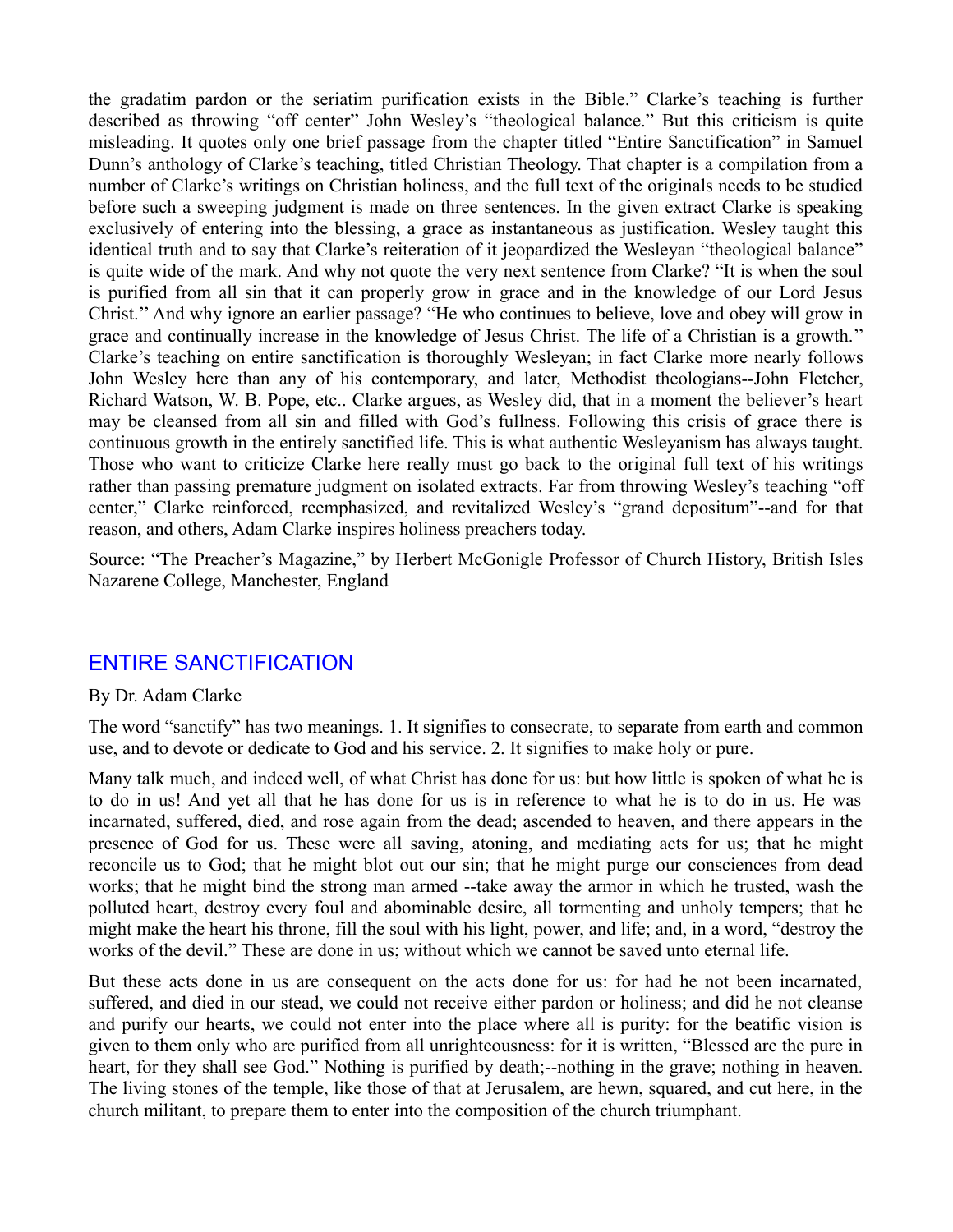the gradatim pardon or the seriatim purification exists in the Bible." Clarke's teaching is further described as throwing "off center" John Wesley's "theological balance." But this criticism is quite misleading. It quotes only one brief passage from the chapter titled "Entire Sanctification" in Samuel Dunn's anthology of Clarke's teaching, titled Christian Theology. That chapter is a compilation from a number of Clarke's writings on Christian holiness, and the full text of the originals needs to be studied before such a sweeping judgment is made on three sentences. In the given extract Clarke is speaking exclusively of entering into the blessing, a grace as instantaneous as justification. Wesley taught this identical truth and to say that Clarke's reiteration of it jeopardized the Wesleyan "theological balance" is quite wide of the mark. And why not quote the very next sentence from Clarke? "It is when the soul is purified from all sin that it can properly grow in grace and in the knowledge of our Lord Jesus Christ.'' And why ignore an earlier passage? "He who continues to believe, love and obey will grow in grace and continually increase in the knowledge of Jesus Christ. The life of a Christian is a growth.'' Clarke's teaching on entire sanctification is thoroughly Wesleyan; in fact Clarke more nearly follows John Wesley here than any of his contemporary, and later, Methodist theologians--John Fletcher, Richard Watson, W. B. Pope, etc.. Clarke argues, as Wesley did, that in a moment the believer's heart may be cleansed from all sin and filled with God's fullness. Following this crisis of grace there is continuous growth in the entirely sanctified life. This is what authentic Wesleyanism has always taught. Those who want to criticize Clarke here really must go back to the original full text of his writings rather than passing premature judgment on isolated extracts. Far from throwing Wesley's teaching "off center," Clarke reinforced, reemphasized, and revitalized Wesley's "grand depositum"--and for that reason, and others, Adam Clarke inspires holiness preachers today.

Source: "The Preacher's Magazine," by Herbert McGonigle Professor of Church History, British Isles Nazarene College, Manchester, England

## ENTIRE SANCTIFICATION

By Dr. Adam Clarke

The word "sanctify" has two meanings. 1. It signifies to consecrate, to separate from earth and common use, and to devote or dedicate to God and his service. 2. It signifies to make holy or pure.

Many talk much, and indeed well, of what Christ has done for us: but how little is spoken of what he is to do in us! And yet all that he has done for us is in reference to what he is to do in us. He was incarnated, suffered, died, and rose again from the dead; ascended to heaven, and there appears in the presence of God for us. These were all saving, atoning, and mediating acts for us; that he might reconcile us to God; that he might blot out our sin; that he might purge our consciences from dead works; that he might bind the strong man armed --take away the armor in which he trusted, wash the polluted heart, destroy every foul and abominable desire, all tormenting and unholy tempers; that he might make the heart his throne, fill the soul with his light, power, and life; and, in a word, "destroy the works of the devil." These are done in us; without which we cannot be saved unto eternal life.

But these acts done in us are consequent on the acts done for us: for had he not been incarnated, suffered, and died in our stead, we could not receive either pardon or holiness; and did he not cleanse and purify our hearts, we could not enter into the place where all is purity: for the beatific vision is given to them only who are purified from all unrighteousness: for it is written, "Blessed are the pure in heart, for they shall see God." Nothing is purified by death;--nothing in the grave; nothing in heaven. The living stones of the temple, like those of that at Jerusalem, are hewn, squared, and cut here, in the church militant, to prepare them to enter into the composition of the church triumphant.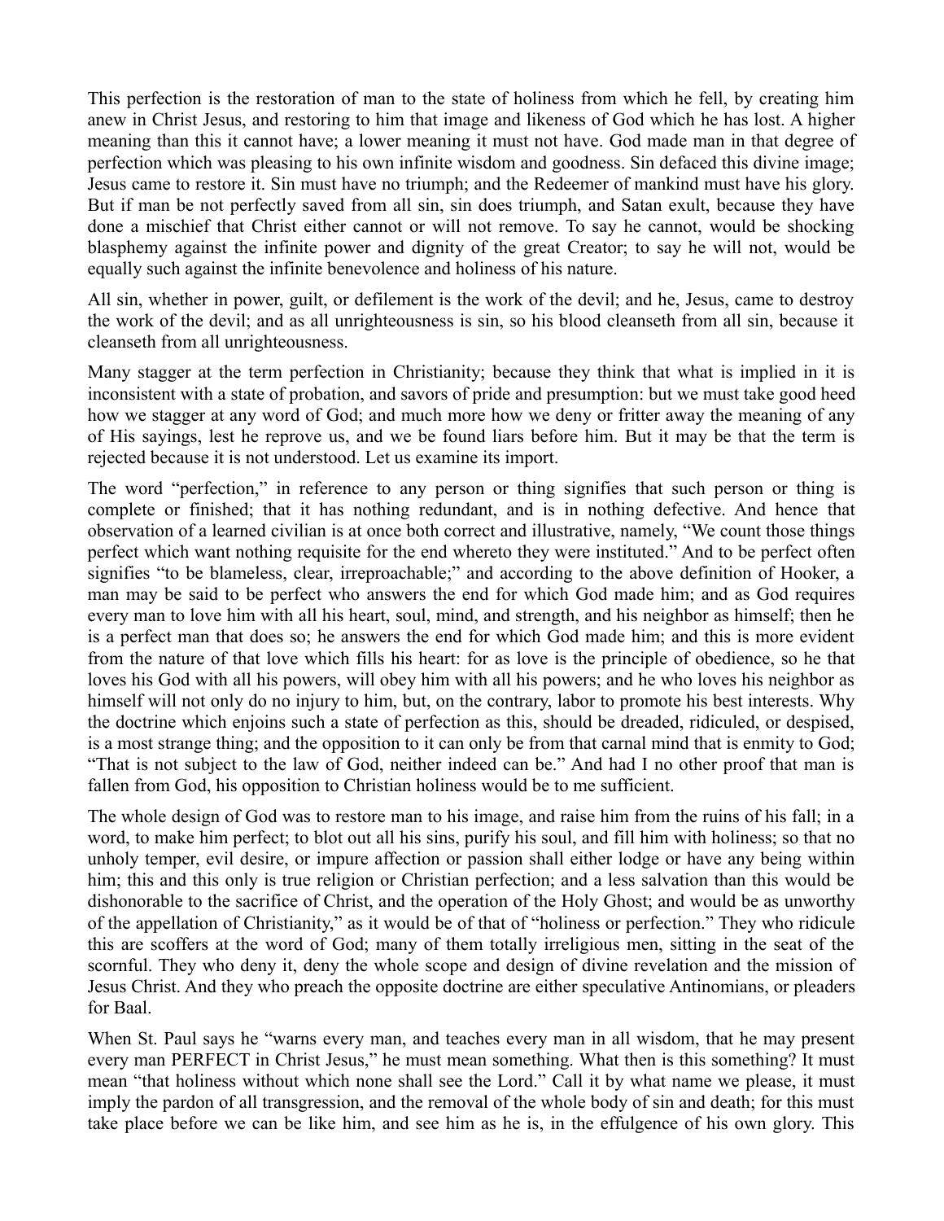This perfection is the restoration of man to the state of holiness from which he fell, by creating him anew in Christ Jesus, and restoring to him that image and likeness of God which he has lost. A higher meaning than this it cannot have; a lower meaning it must not have. God made man in that degree of perfection which was pleasing to his own infinite wisdom and goodness. Sin defaced this divine image; Jesus came to restore it. Sin must have no triumph; and the Redeemer of mankind must have his glory. But if man be not perfectly saved from all sin, sin does triumph, and Satan exult, because they have done a mischief that Christ either cannot or will not remove. To say he cannot, would be shocking blasphemy against the infinite power and dignity of the great Creator; to say he will not, would be equally such against the infinite benevolence and holiness of his nature.

All sin, whether in power, guilt, or defilement is the work of the devil; and he, Jesus, came to destroy the work of the devil; and as all unrighteousness is sin, so his blood cleanseth from all sin, because it cleanseth from all unrighteousness.

Many stagger at the term perfection in Christianity; because they think that what is implied in it is inconsistent with a state of probation, and savors of pride and presumption: but we must take good heed how we stagger at any word of God; and much more how we deny or fritter away the meaning of any of His sayings, lest he reprove us, and we be found liars before him. But it may be that the term is rejected because it is not understood. Let us examine its import.

The word "perfection," in reference to any person or thing signifies that such person or thing is complete or finished; that it has nothing redundant, and is in nothing defective. And hence that observation of a learned civilian is at once both correct and illustrative, namely, "We count those things perfect which want nothing requisite for the end whereto they were instituted." And to be perfect often signifies "to be blameless, clear, irreproachable;" and according to the above definition of Hooker, a man may be said to be perfect who answers the end for which God made him; and as God requires every man to love him with all his heart, soul, mind, and strength, and his neighbor as himself; then he is a perfect man that does so; he answers the end for which God made him; and this is more evident from the nature of that love which fills his heart: for as love is the principle of obedience, so he that loves his God with all his powers, will obey him with all his powers; and he who loves his neighbor as himself will not only do no injury to him, but, on the contrary, labor to promote his best interests. Why the doctrine which enjoins such a state of perfection as this, should be dreaded, ridiculed, or despised, is a most strange thing; and the opposition to it can only be from that carnal mind that is enmity to God; "That is not subject to the law of God, neither indeed can be." And had I no other proof that man is fallen from God, his opposition to Christian holiness would be to me sufficient.

The whole design of God was to restore man to his image, and raise him from the ruins of his fall; in a word, to make him perfect; to blot out all his sins, purify his soul, and fill him with holiness; so that no unholy temper, evil desire, or impure affection or passion shall either lodge or have any being within him; this and this only is true religion or Christian perfection; and a less salvation than this would be dishonorable to the sacrifice of Christ, and the operation of the Holy Ghost; and would be as unworthy of the appellation of Christianity," as it would be of that of "holiness or perfection." They who ridicule this are scoffers at the word of God; many of them totally irreligious men, sitting in the seat of the scornful. They who deny it, deny the whole scope and design of divine revelation and the mission of Jesus Christ. And they who preach the opposite doctrine are either speculative Antinomians, or pleaders for Baal.

When St. Paul says he "warns every man, and teaches every man in all wisdom, that he may present every man PERFECT in Christ Jesus," he must mean something. What then is this something? It must mean "that holiness without which none shall see the Lord." Call it by what name we please, it must imply the pardon of all transgression, and the removal of the whole body of sin and death; for this must take place before we can be like him, and see him as he is, in the effulgence of his own glory. This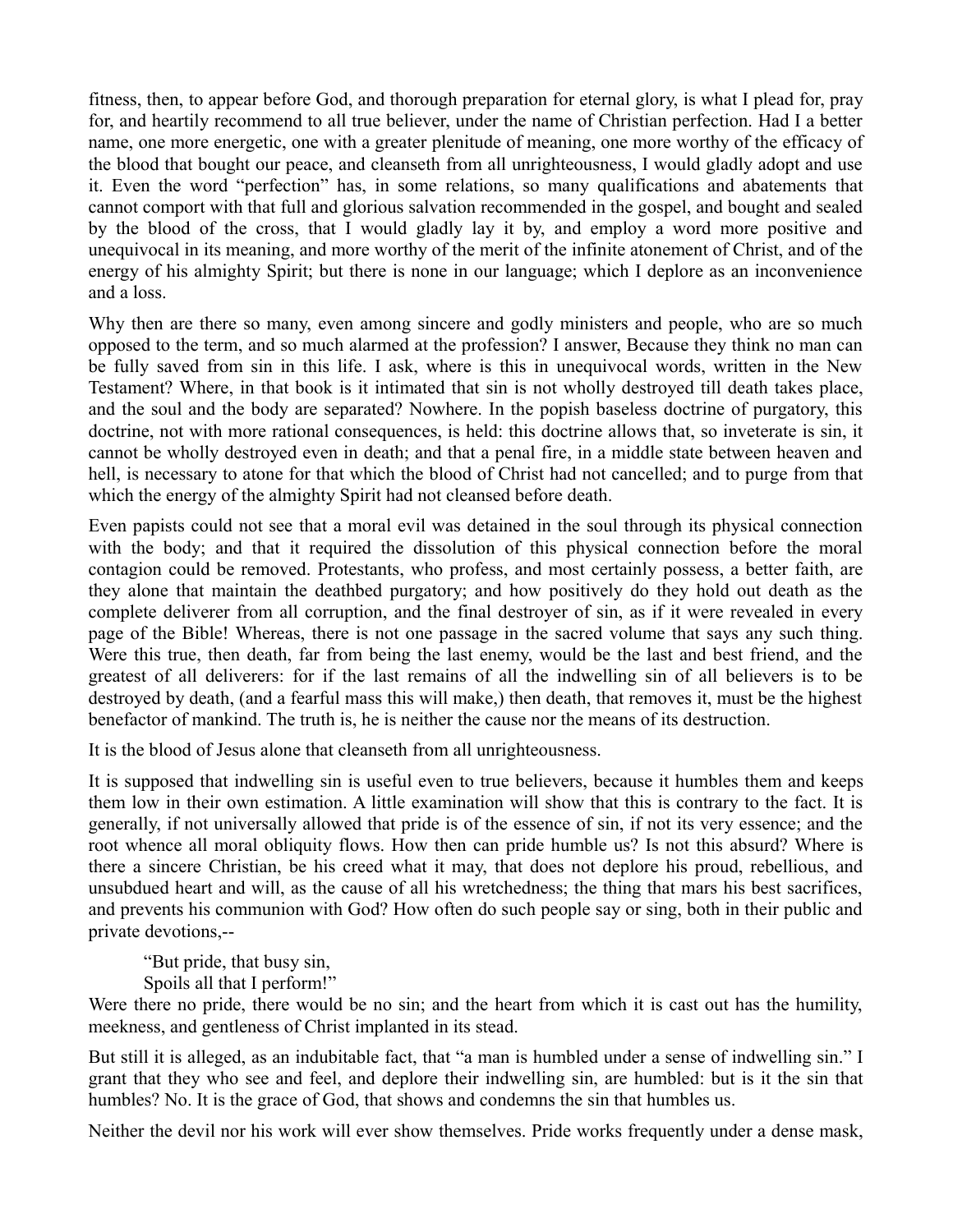fitness, then, to appear before God, and thorough preparation for eternal glory, is what I plead for, pray for, and heartily recommend to all true believer, under the name of Christian perfection. Had I a better name, one more energetic, one with a greater plenitude of meaning, one more worthy of the efficacy of the blood that bought our peace, and cleanseth from all unrighteousness, I would gladly adopt and use it. Even the word "perfection" has, in some relations, so many qualifications and abatements that cannot comport with that full and glorious salvation recommended in the gospel, and bought and sealed by the blood of the cross, that I would gladly lay it by, and employ a word more positive and unequivocal in its meaning, and more worthy of the merit of the infinite atonement of Christ, and of the energy of his almighty Spirit; but there is none in our language; which I deplore as an inconvenience and a loss.

Why then are there so many, even among sincere and godly ministers and people, who are so much opposed to the term, and so much alarmed at the profession? I answer, Because they think no man can be fully saved from sin in this life. I ask, where is this in unequivocal words, written in the New Testament? Where, in that book is it intimated that sin is not wholly destroyed till death takes place, and the soul and the body are separated? Nowhere. In the popish baseless doctrine of purgatory, this doctrine, not with more rational consequences, is held: this doctrine allows that, so inveterate is sin, it cannot be wholly destroyed even in death; and that a penal fire, in a middle state between heaven and hell, is necessary to atone for that which the blood of Christ had not cancelled; and to purge from that which the energy of the almighty Spirit had not cleansed before death.

Even papists could not see that a moral evil was detained in the soul through its physical connection with the body; and that it required the dissolution of this physical connection before the moral contagion could be removed. Protestants, who profess, and most certainly possess, a better faith, are they alone that maintain the deathbed purgatory; and how positively do they hold out death as the complete deliverer from all corruption, and the final destroyer of sin, as if it were revealed in every page of the Bible! Whereas, there is not one passage in the sacred volume that says any such thing. Were this true, then death, far from being the last enemy, would be the last and best friend, and the greatest of all deliverers: for if the last remains of all the indwelling sin of all believers is to be destroyed by death, (and a fearful mass this will make,) then death, that removes it, must be the highest benefactor of mankind. The truth is, he is neither the cause nor the means of its destruction.

It is the blood of Jesus alone that cleanseth from all unrighteousness.

It is supposed that indwelling sin is useful even to true believers, because it humbles them and keeps them low in their own estimation. A little examination will show that this is contrary to the fact. It is generally, if not universally allowed that pride is of the essence of sin, if not its very essence; and the root whence all moral obliquity flows. How then can pride humble us? Is not this absurd? Where is there a sincere Christian, be his creed what it may, that does not deplore his proud, rebellious, and unsubdued heart and will, as the cause of all his wretchedness; the thing that mars his best sacrifices, and prevents his communion with God? How often do such people say or sing, both in their public and private devotions,--

> "But pride, that busy sin,
> Spoils all that I perform!"

Were there no pride, there would be no sin; and the heart from which it is cast out has the humility, meekness, and gentleness of Christ implanted in its stead.

But still it is alleged, as an indubitable fact, that "a man is humbled under a sense of indwelling sin." I grant that they who see and feel, and deplore their indwelling sin, are humbled: but is it the sin that humbles? No. It is the grace of God, that shows and condemns the sin that humbles us.

Neither the devil nor his work will ever show themselves. Pride works frequently under a dense mask,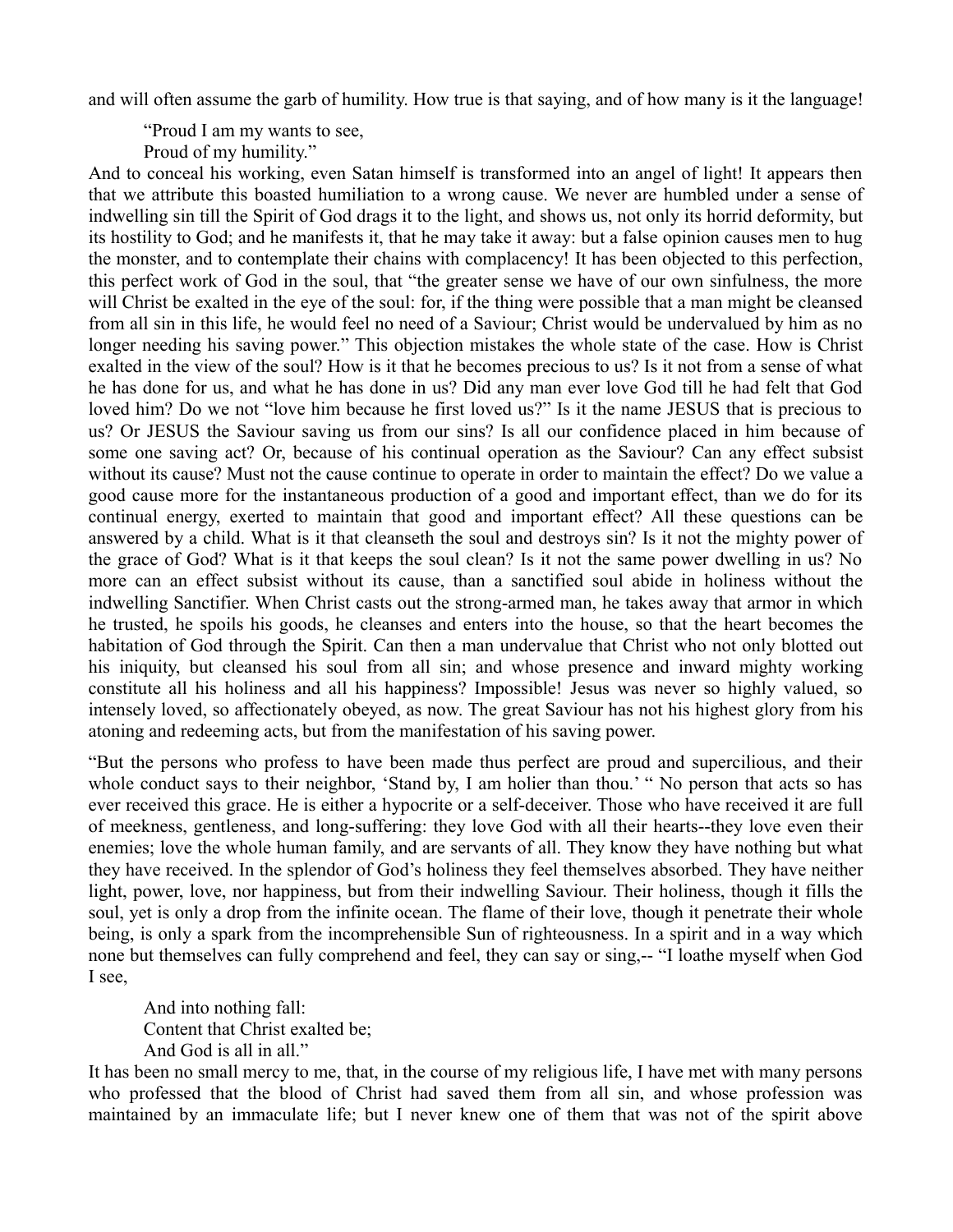and will often assume the garb of humility. How true is that saying, and of how many is it the language!

> "Proud I am my wants to see,
> Proud of my humility."

And to conceal his working, even Satan himself is transformed into an angel of light! It appears then that we attribute this boasted humiliation to a wrong cause. We never are humbled under a sense of indwelling sin till the Spirit of God drags it to the light, and shows us, not only its horrid deformity, but its hostility to God; and he manifests it, that he may take it away: but a false opinion causes men to hug the monster, and to contemplate their chains with complacency! It has been objected to this perfection, this perfect work of God in the soul, that "the greater sense we have of our own sinfulness, the more will Christ be exalted in the eye of the soul: for, if the thing were possible that a man might be cleansed from all sin in this life, he would feel no need of a Saviour; Christ would be undervalued by him as no longer needing his saving power." This objection mistakes the whole state of the case. How is Christ exalted in the view of the soul? How is it that he becomes precious to us? Is it not from a sense of what he has done for us, and what he has done in us? Did any man ever love God till he had felt that God loved him? Do we not "love him because he first loved us?" Is it the name JESUS that is precious to us? Or JESUS the Saviour saving us from our sins? Is all our confidence placed in him because of some one saving act? Or, because of his continual operation as the Saviour? Can any effect subsist without its cause? Must not the cause continue to operate in order to maintain the effect? Do we value a good cause more for the instantaneous production of a good and important effect, than we do for its continual energy, exerted to maintain that good and important effect? All these questions can be answered by a child. What is it that cleanseth the soul and destroys sin? Is it not the mighty power of the grace of God? What is it that keeps the soul clean? Is it not the same power dwelling in us? No more can an effect subsist without its cause, than a sanctified soul abide in holiness without the indwelling Sanctifier. When Christ casts out the strong-armed man, he takes away that armor in which he trusted, he spoils his goods, he cleanses and enters into the house, so that the heart becomes the habitation of God through the Spirit. Can then a man undervalue that Christ who not only blotted out his iniquity, but cleansed his soul from all sin; and whose presence and inward mighty working constitute all his holiness and all his happiness? Impossible! Jesus was never so highly valued, so intensely loved, so affectionately obeyed, as now. The great Saviour has not his highest glory from his atoning and redeeming acts, but from the manifestation of his saving power.

"But the persons who profess to have been made thus perfect are proud and supercilious, and their whole conduct says to their neighbor, 'Stand by, I am holier than thou.' " No person that acts so has ever received this grace. He is either a hypocrite or a self-deceiver. Those who have received it are full of meekness, gentleness, and long-suffering: they love God with all their hearts--they love even their enemies; love the whole human family, and are servants of all. They know they have nothing but what they have received. In the splendor of God's holiness they feel themselves absorbed. They have neither light, power, love, nor happiness, but from their indwelling Saviour. Their holiness, though it fills the soul, yet is only a drop from the infinite ocean. The flame of their love, though it penetrate their whole being, is only a spark from the incomprehensible Sun of righteousness. In a spirit and in a way which none but themselves can fully comprehend and feel, they can say or sing,-- "I loathe myself when God I see,

> And into nothing fall:
> Content that Christ exalted be;
> And God is all in all."

It has been no small mercy to me, that, in the course of my religious life, I have met with many persons who professed that the blood of Christ had saved them from all sin, and whose profession was maintained by an immaculate life; but I never knew one of them that was not of the spirit above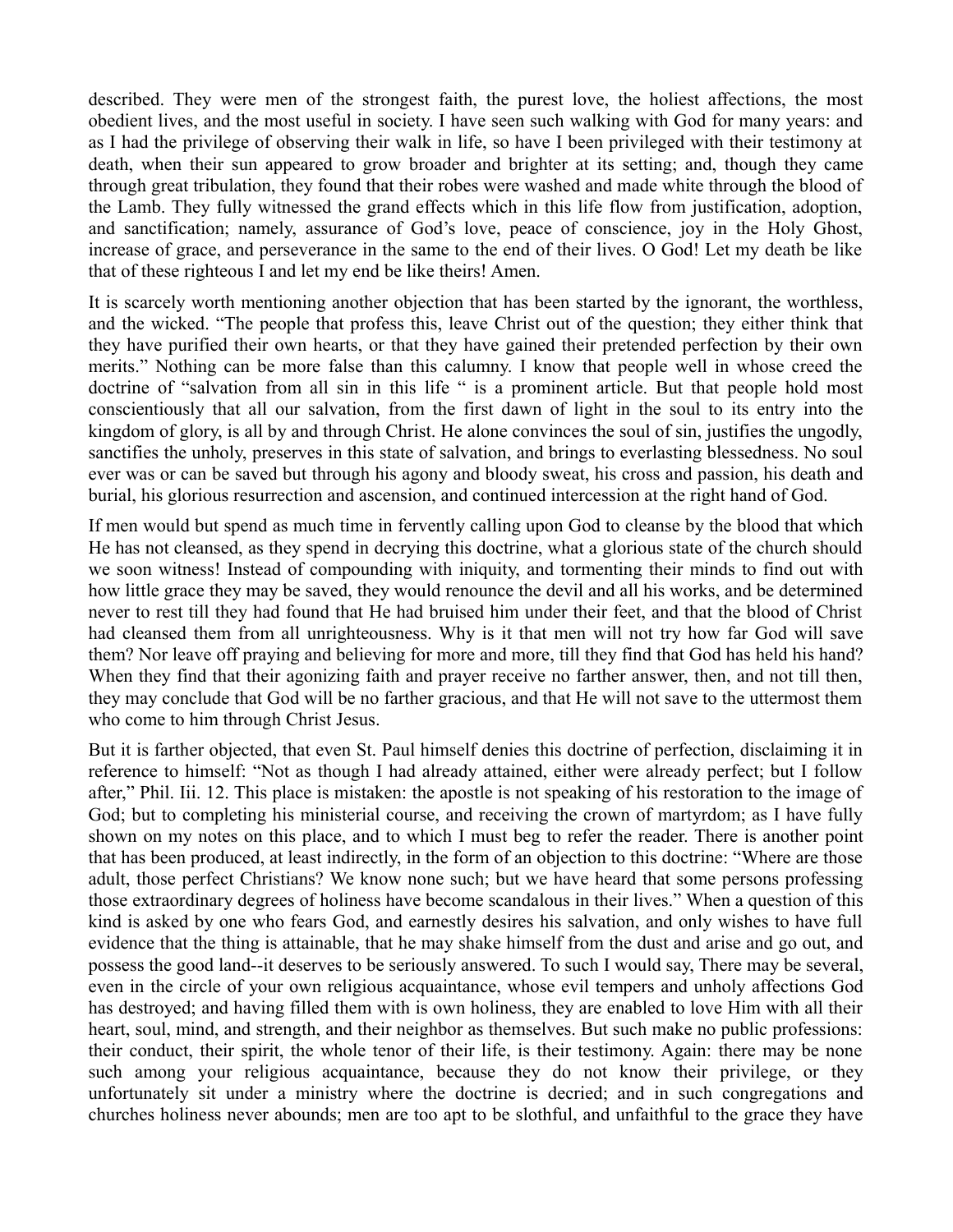described. They were men of the strongest faith, the purest love, the holiest affections, the most obedient lives, and the most useful in society. I have seen such walking with God for many years: and as I had the privilege of observing their walk in life, so have I been privileged with their testimony at death, when their sun appeared to grow broader and brighter at its setting; and, though they came through great tribulation, they found that their robes were washed and made white through the blood of the Lamb. They fully witnessed the grand effects which in this life flow from justification, adoption, and sanctification; namely, assurance of God's love, peace of conscience, joy in the Holy Ghost, increase of grace, and perseverance in the same to the end of their lives. O God! Let my death be like that of these righteous I and let my end be like theirs! Amen.

It is scarcely worth mentioning another objection that has been started by the ignorant, the worthless, and the wicked. "The people that profess this, leave Christ out of the question; they either think that they have purified their own hearts, or that they have gained their pretended perfection by their own merits." Nothing can be more false than this calumny. I know that people well in whose creed the doctrine of "salvation from all sin in this life " is a prominent article. But that people hold most conscientiously that all our salvation, from the first dawn of light in the soul to its entry into the kingdom of glory, is all by and through Christ. He alone convinces the soul of sin, justifies the ungodly, sanctifies the unholy, preserves in this state of salvation, and brings to everlasting blessedness. No soul ever was or can be saved but through his agony and bloody sweat, his cross and passion, his death and burial, his glorious resurrection and ascension, and continued intercession at the right hand of God.

If men would but spend as much time in fervently calling upon God to cleanse by the blood that which He has not cleansed, as they spend in decrying this doctrine, what a glorious state of the church should we soon witness! Instead of compounding with iniquity, and tormenting their minds to find out with how little grace they may be saved, they would renounce the devil and all his works, and be determined never to rest till they had found that He had bruised him under their feet, and that the blood of Christ had cleansed them from all unrighteousness. Why is it that men will not try how far God will save them? Nor leave off praying and believing for more and more, till they find that God has held his hand? When they find that their agonizing faith and prayer receive no farther answer, then, and not till then, they may conclude that God will be no farther gracious, and that He will not save to the uttermost them who come to him through Christ Jesus.

But it is farther objected, that even St. Paul himself denies this doctrine of perfection, disclaiming it in reference to himself: "Not as though I had already attained, either were already perfect; but I follow after," Phil. Iii. 12. This place is mistaken: the apostle is not speaking of his restoration to the image of God; but to completing his ministerial course, and receiving the crown of martyrdom; as I have fully shown on my notes on this place, and to which I must beg to refer the reader. There is another point that has been produced, at least indirectly, in the form of an objection to this doctrine: "Where are those adult, those perfect Christians? We know none such; but we have heard that some persons professing those extraordinary degrees of holiness have become scandalous in their lives." When a question of this kind is asked by one who fears God, and earnestly desires his salvation, and only wishes to have full evidence that the thing is attainable, that he may shake himself from the dust and arise and go out, and possess the good land--it deserves to be seriously answered. To such I would say, There may be several, even in the circle of your own religious acquaintance, whose evil tempers and unholy affections God has destroyed; and having filled them with is own holiness, they are enabled to love Him with all their heart, soul, mind, and strength, and their neighbor as themselves. But such make no public professions: their conduct, their spirit, the whole tenor of their life, is their testimony. Again: there may be none such among your religious acquaintance, because they do not know their privilege, or they unfortunately sit under a ministry where the doctrine is decried; and in such congregations and churches holiness never abounds; men are too apt to be slothful, and unfaithful to the grace they have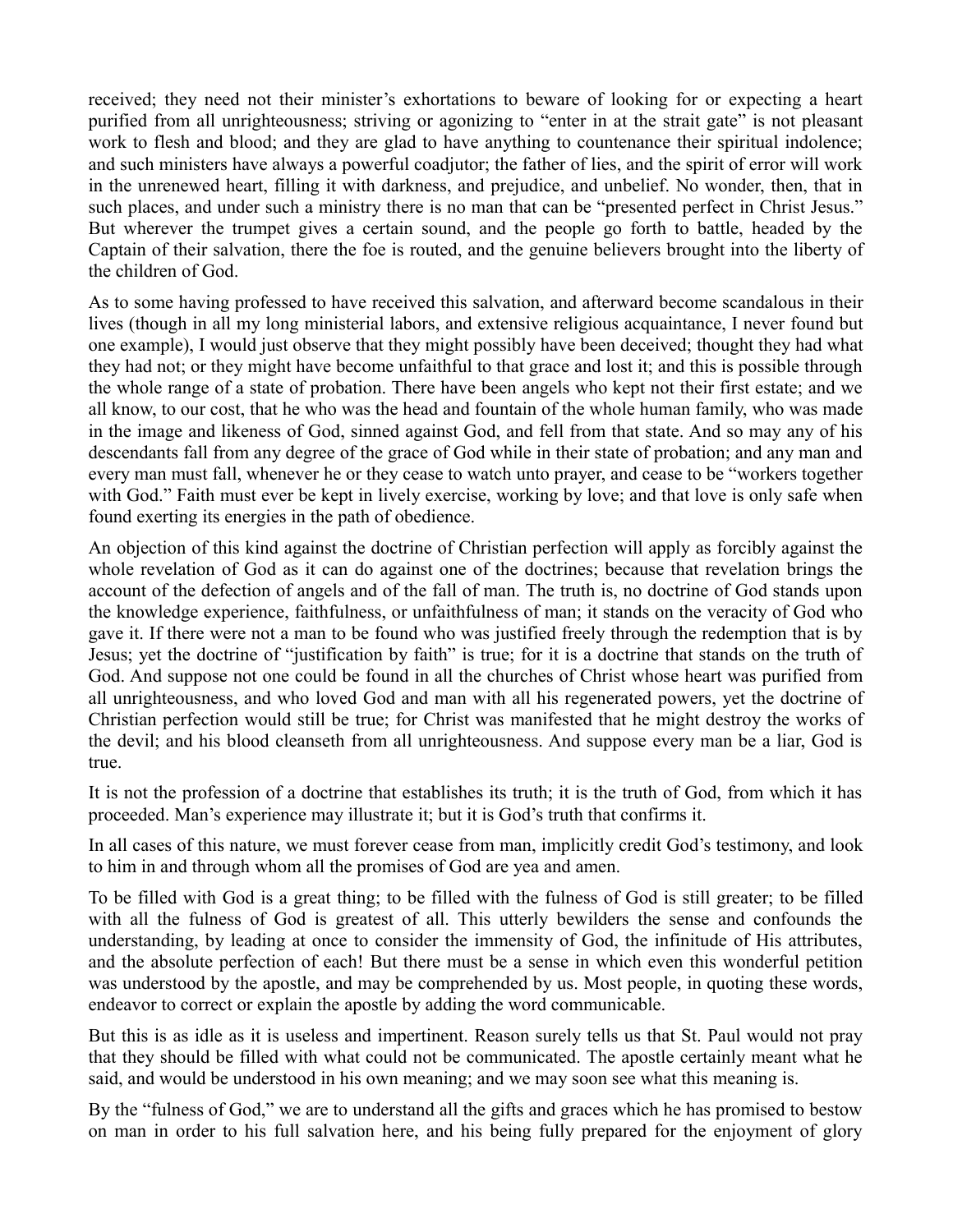received; they need not their minister's exhortations to beware of looking for or expecting a heart purified from all unrighteousness; striving or agonizing to "enter in at the strait gate" is not pleasant work to flesh and blood; and they are glad to have anything to countenance their spiritual indolence; and such ministers have always a powerful coadjutor; the father of lies, and the spirit of error will work in the unrenewed heart, filling it with darkness, and prejudice, and unbelief. No wonder, then, that in such places, and under such a ministry there is no man that can be "presented perfect in Christ Jesus." But wherever the trumpet gives a certain sound, and the people go forth to battle, headed by the Captain of their salvation, there the foe is routed, and the genuine believers brought into the liberty of the children of God.

As to some having professed to have received this salvation, and afterward become scandalous in their lives (though in all my long ministerial labors, and extensive religious acquaintance, I never found but one example), I would just observe that they might possibly have been deceived; thought they had what they had not; or they might have become unfaithful to that grace and lost it; and this is possible through the whole range of a state of probation. There have been angels who kept not their first estate; and we all know, to our cost, that he who was the head and fountain of the whole human family, who was made in the image and likeness of God, sinned against God, and fell from that state. And so may any of his descendants fall from any degree of the grace of God while in their state of probation; and any man and every man must fall, whenever he or they cease to watch unto prayer, and cease to be "workers together with God." Faith must ever be kept in lively exercise, working by love; and that love is only safe when found exerting its energies in the path of obedience.

An objection of this kind against the doctrine of Christian perfection will apply as forcibly against the whole revelation of God as it can do against one of the doctrines; because that revelation brings the account of the defection of angels and of the fall of man. The truth is, no doctrine of God stands upon the knowledge experience, faithfulness, or unfaithfulness of man; it stands on the veracity of God who gave it. If there were not a man to be found who was justified freely through the redemption that is by Jesus; yet the doctrine of "justification by faith" is true; for it is a doctrine that stands on the truth of God. And suppose not one could be found in all the churches of Christ whose heart was purified from all unrighteousness, and who loved God and man with all his regenerated powers, yet the doctrine of Christian perfection would still be true; for Christ was manifested that he might destroy the works of the devil; and his blood cleanseth from all unrighteousness. And suppose every man be a liar, God is true.

It is not the profession of a doctrine that establishes its truth; it is the truth of God, from which it has proceeded. Man's experience may illustrate it; but it is God's truth that confirms it.

In all cases of this nature, we must forever cease from man, implicitly credit God's testimony, and look to him in and through whom all the promises of God are yea and amen.

To be filled with God is a great thing; to be filled with the fulness of God is still greater; to be filled with all the fulness of God is greatest of all. This utterly bewilders the sense and confounds the understanding, by leading at once to consider the immensity of God, the infinitude of His attributes, and the absolute perfection of each! But there must be a sense in which even this wonderful petition was understood by the apostle, and may be comprehended by us. Most people, in quoting these words, endeavor to correct or explain the apostle by adding the word communicable.

But this is as idle as it is useless and impertinent. Reason surely tells us that St. Paul would not pray that they should be filled with what could not be communicated. The apostle certainly meant what he said, and would be understood in his own meaning; and we may soon see what this meaning is.

By the "fulness of God," we are to understand all the gifts and graces which he has promised to bestow on man in order to his full salvation here, and his being fully prepared for the enjoyment of glory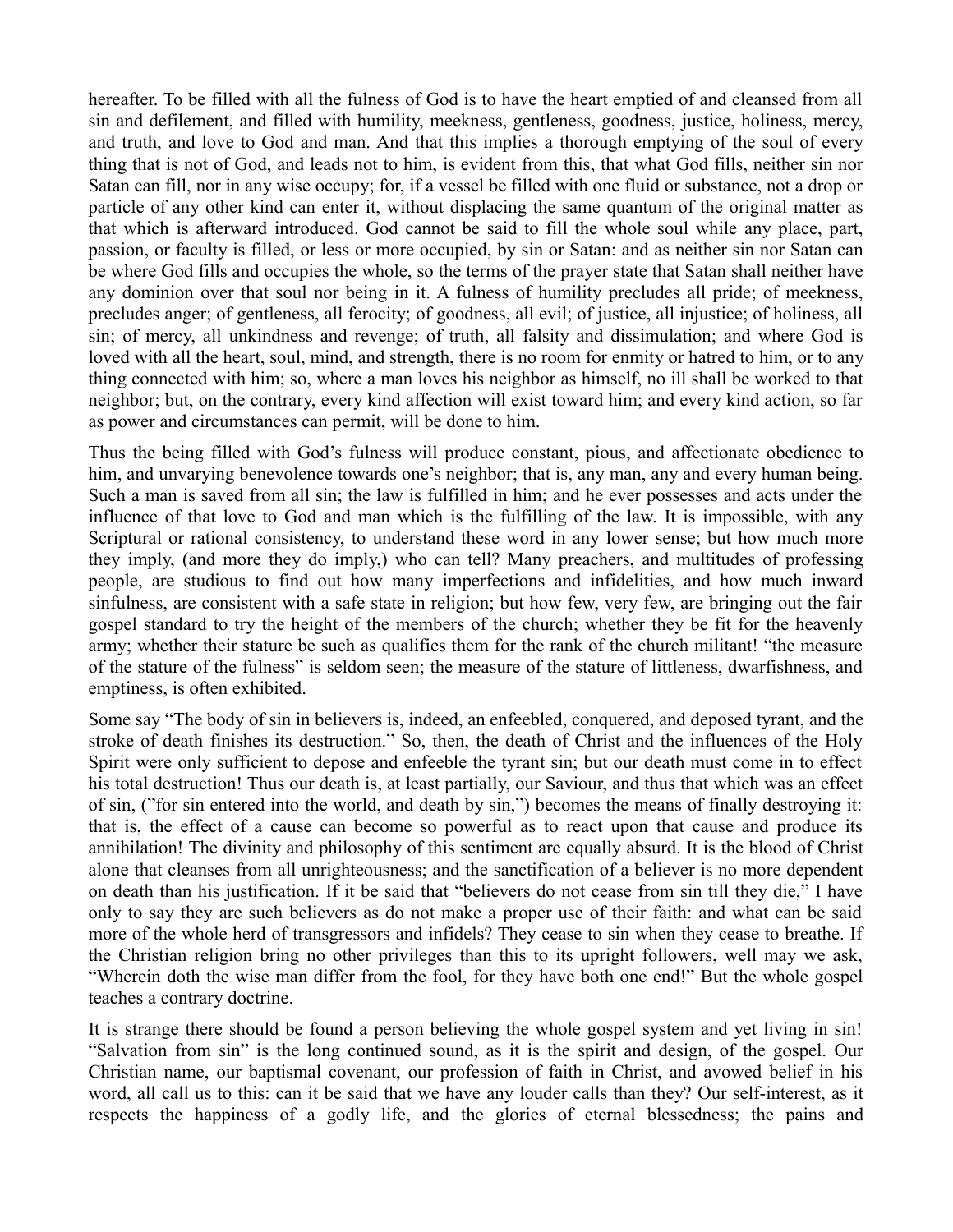hereafter. To be filled with all the fulness of God is to have the heart emptied of and cleansed from all sin and defilement, and filled with humility, meekness, gentleness, goodness, justice, holiness, mercy, and truth, and love to God and man. And that this implies a thorough emptying of the soul of every thing that is not of God, and leads not to him, is evident from this, that what God fills, neither sin nor Satan can fill, nor in any wise occupy; for, if a vessel be filled with one fluid or substance, not a drop or particle of any other kind can enter it, without displacing the same quantum of the original matter as that which is afterward introduced. God cannot be said to fill the whole soul while any place, part, passion, or faculty is filled, or less or more occupied, by sin or Satan: and as neither sin nor Satan can be where God fills and occupies the whole, so the terms of the prayer state that Satan shall neither have any dominion over that soul nor being in it. A fulness of humility precludes all pride; of meekness, precludes anger; of gentleness, all ferocity; of goodness, all evil; of justice, all injustice; of holiness, all sin; of mercy, all unkindness and revenge; of truth, all falsity and dissimulation; and where God is loved with all the heart, soul, mind, and strength, there is no room for enmity or hatred to him, or to any thing connected with him; so, where a man loves his neighbor as himself, no ill shall be worked to that neighbor; but, on the contrary, every kind affection will exist toward him; and every kind action, so far as power and circumstances can permit, will be done to him.

Thus the being filled with God's fulness will produce constant, pious, and affectionate obedience to him, and unvarying benevolence towards one's neighbor; that is, any man, any and every human being. Such a man is saved from all sin; the law is fulfilled in him; and he ever possesses and acts under the influence of that love to God and man which is the fulfilling of the law. It is impossible, with any Scriptural or rational consistency, to understand these word in any lower sense; but how much more they imply, (and more they do imply,) who can tell? Many preachers, and multitudes of professing people, are studious to find out how many imperfections and infidelities, and how much inward sinfulness, are consistent with a safe state in religion; but how few, very few, are bringing out the fair gospel standard to try the height of the members of the church; whether they be fit for the heavenly army; whether their stature be such as qualifies them for the rank of the church militant! "the measure of the stature of the fulness" is seldom seen; the measure of the stature of littleness, dwarfishness, and emptiness, is often exhibited.

Some say "The body of sin in believers is, indeed, an enfeebled, conquered, and deposed tyrant, and the stroke of death finishes its destruction." So, then, the death of Christ and the influences of the Holy Spirit were only sufficient to depose and enfeeble the tyrant sin; but our death must come in to effect his total destruction! Thus our death is, at least partially, our Saviour, and thus that which was an effect of sin, ("for sin entered into the world, and death by sin,") becomes the means of finally destroying it: that is, the effect of a cause can become so powerful as to react upon that cause and produce its annihilation! The divinity and philosophy of this sentiment are equally absurd. It is the blood of Christ alone that cleanses from all unrighteousness; and the sanctification of a believer is no more dependent on death than his justification. If it be said that "believers do not cease from sin till they die," I have only to say they are such believers as do not make a proper use of their faith: and what can be said more of the whole herd of transgressors and infidels? They cease to sin when they cease to breathe. If the Christian religion bring no other privileges than this to its upright followers, well may we ask, "Wherein doth the wise man differ from the fool, for they have both one end!" But the whole gospel teaches a contrary doctrine.

It is strange there should be found a person believing the whole gospel system and yet living in sin! "Salvation from sin" is the long continued sound, as it is the spirit and design, of the gospel. Our Christian name, our baptismal covenant, our profession of faith in Christ, and avowed belief in his word, all call us to this: can it be said that we have any louder calls than they? Our self-interest, as it respects the happiness of a godly life, and the glories of eternal blessedness; the pains and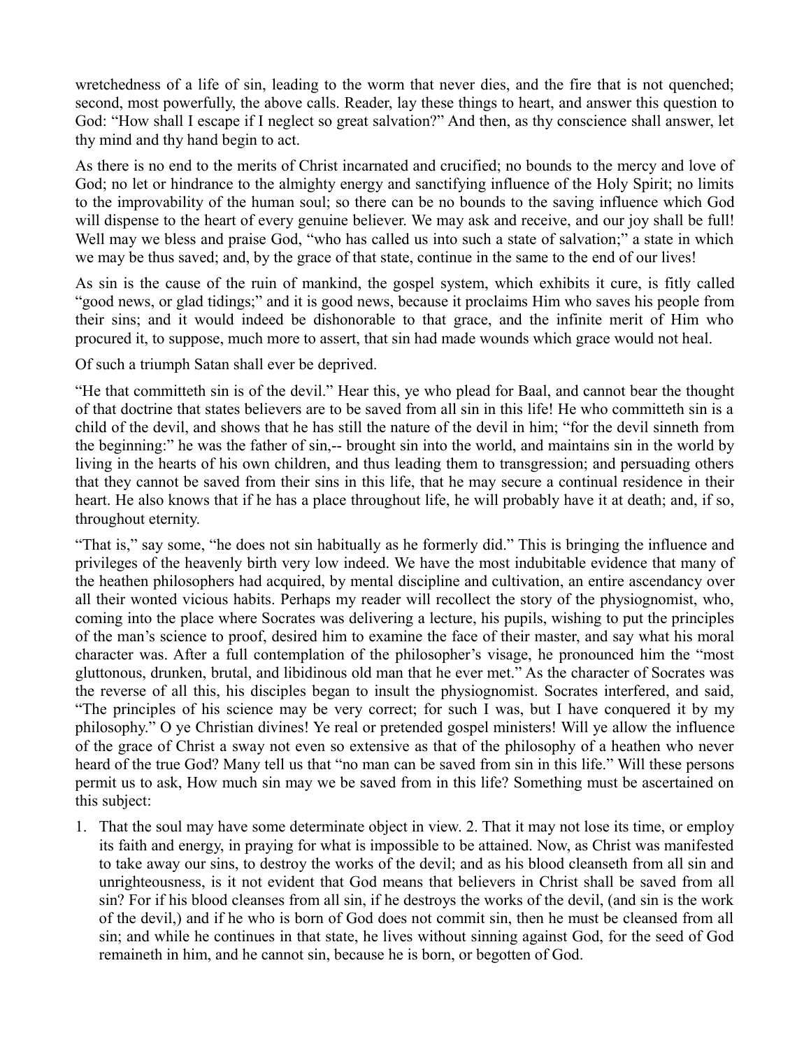wretchedness of a life of sin, leading to the worm that never dies, and the fire that is not quenched; second, most powerfully, the above calls. Reader, lay these things to heart, and answer this question to God: "How shall I escape if I neglect so great salvation?" And then, as thy conscience shall answer, let thy mind and thy hand begin to act.

As there is no end to the merits of Christ incarnated and crucified; no bounds to the mercy and love of God; no let or hindrance to the almighty energy and sanctifying influence of the Holy Spirit; no limits to the improvability of the human soul; so there can be no bounds to the saving influence which God will dispense to the heart of every genuine believer. We may ask and receive, and our joy shall be full! Well may we bless and praise God, "who has called us into such a state of salvation;" a state in which we may be thus saved; and, by the grace of that state, continue in the same to the end of our lives!

As sin is the cause of the ruin of mankind, the gospel system, which exhibits it cure, is fitly called "good news, or glad tidings;" and it is good news, because it proclaims Him who saves his people from their sins; and it would indeed be dishonorable to that grace, and the infinite merit of Him who procured it, to suppose, much more to assert, that sin had made wounds which grace would not heal.

Of such a triumph Satan shall ever be deprived.

"He that committeth sin is of the devil." Hear this, ye who plead for Baal, and cannot bear the thought of that doctrine that states believers are to be saved from all sin in this life! He who committeth sin is a child of the devil, and shows that he has still the nature of the devil in him; "for the devil sinneth from the beginning:" he was the father of sin,-- brought sin into the world, and maintains sin in the world by living in the hearts of his own children, and thus leading them to transgression; and persuading others that they cannot be saved from their sins in this life, that he may secure a continual residence in their heart. He also knows that if he has a place throughout life, he will probably have it at death; and, if so, throughout eternity.

"That is," say some, "he does not sin habitually as he formerly did." This is bringing the influence and privileges of the heavenly birth very low indeed. We have the most indubitable evidence that many of the heathen philosophers had acquired, by mental discipline and cultivation, an entire ascendancy over all their wonted vicious habits. Perhaps my reader will recollect the story of the physiognomist, who, coming into the place where Socrates was delivering a lecture, his pupils, wishing to put the principles of the man's science to proof, desired him to examine the face of their master, and say what his moral character was. After a full contemplation of the philosopher's visage, he pronounced him the "most gluttonous, drunken, brutal, and libidinous old man that he ever met." As the character of Socrates was the reverse of all this, his disciples began to insult the physiognomist. Socrates interfered, and said, "The principles of his science may be very correct; for such I was, but I have conquered it by my philosophy." O ye Christian divines! Ye real or pretended gospel ministers! Will ye allow the influence of the grace of Christ a sway not even so extensive as that of the philosophy of a heathen who never heard of the true God? Many tell us that "no man can be saved from sin in this life." Will these persons permit us to ask, How much sin may we be saved from in this life? Something must be ascertained on this subject:

1. That the soul may have some determinate object in view. 2. That it may not lose its time, or employ its faith and energy, in praying for what is impossible to be attained. Now, as Christ was manifested to take away our sins, to destroy the works of the devil; and as his blood cleanseth from all sin and unrighteousness, is it not evident that God means that believers in Christ shall be saved from all sin? For if his blood cleanses from all sin, if he destroys the works of the devil, (and sin is the work of the devil,) and if he who is born of God does not commit sin, then he must be cleansed from all sin; and while he continues in that state, he lives without sinning against God, for the seed of God remaineth in him, and he cannot sin, because he is born, or begotten of God.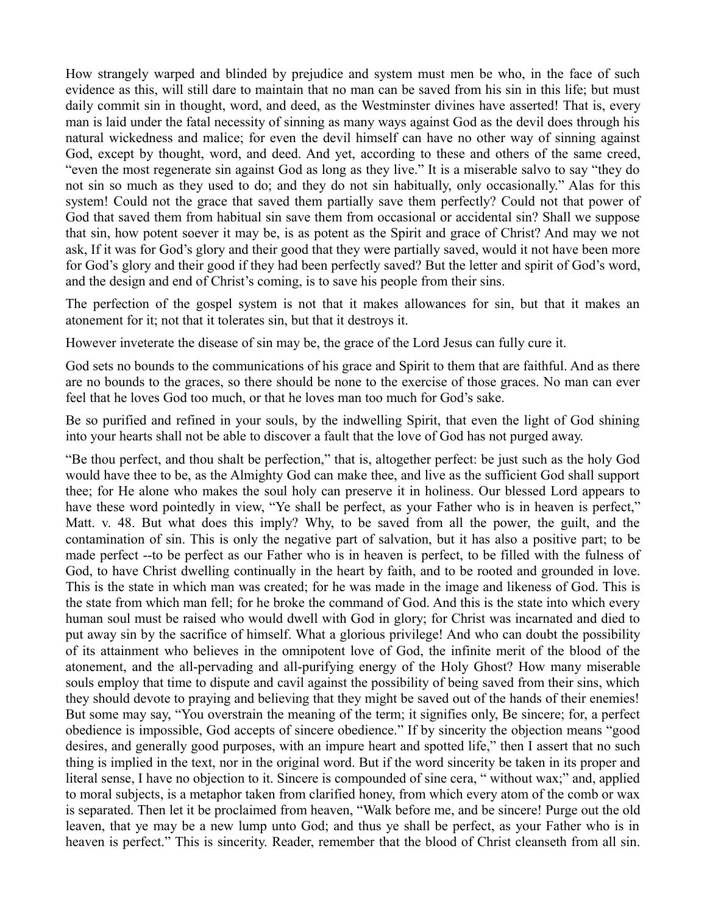How strangely warped and blinded by prejudice and system must men be who, in the face of such evidence as this, will still dare to maintain that no man can be saved from his sin in this life; but must daily commit sin in thought, word, and deed, as the Westminster divines have asserted! That is, every man is laid under the fatal necessity of sinning as many ways against God as the devil does through his natural wickedness and malice; for even the devil himself can have no other way of sinning against God, except by thought, word, and deed. And yet, according to these and others of the same creed, "even the most regenerate sin against God as long as they live." It is a miserable salvo to say "they do not sin so much as they used to do; and they do not sin habitually, only occasionally." Alas for this system! Could not the grace that saved them partially save them perfectly? Could not that power of God that saved them from habitual sin save them from occasional or accidental sin? Shall we suppose that sin, how potent soever it may be, is as potent as the Spirit and grace of Christ? And may we not ask, If it was for God's glory and their good that they were partially saved, would it not have been more for God's glory and their good if they had been perfectly saved? But the letter and spirit of God's word, and the design and end of Christ's coming, is to save his people from their sins.

The perfection of the gospel system is not that it makes allowances for sin, but that it makes an atonement for it; not that it tolerates sin, but that it destroys it.

However inveterate the disease of sin may be, the grace of the Lord Jesus can fully cure it.

God sets no bounds to the communications of his grace and Spirit to them that are faithful. And as there are no bounds to the graces, so there should be none to the exercise of those graces. No man can ever feel that he loves God too much, or that he loves man too much for God's sake.

Be so purified and refined in your souls, by the indwelling Spirit, that even the light of God shining into your hearts shall not be able to discover a fault that the love of God has not purged away.

"Be thou perfect, and thou shalt be perfection," that is, altogether perfect: be just such as the holy God would have thee to be, as the Almighty God can make thee, and live as the sufficient God shall support thee; for He alone who makes the soul holy can preserve it in holiness. Our blessed Lord appears to have these word pointedly in view, "Ye shall be perfect, as your Father who is in heaven is perfect," Matt. v. 48. But what does this imply? Why, to be saved from all the power, the guilt, and the contamination of sin. This is only the negative part of salvation, but it has also a positive part; to be made perfect --to be perfect as our Father who is in heaven is perfect, to be filled with the fulness of God, to have Christ dwelling continually in the heart by faith, and to be rooted and grounded in love. This is the state in which man was created; for he was made in the image and likeness of God. This is the state from which man fell; for he broke the command of God. And this is the state into which every human soul must be raised who would dwell with God in glory; for Christ was incarnated and died to put away sin by the sacrifice of himself. What a glorious privilege! And who can doubt the possibility of its attainment who believes in the omnipotent love of God, the infinite merit of the blood of the atonement, and the all-pervading and all-purifying energy of the Holy Ghost? How many miserable souls employ that time to dispute and cavil against the possibility of being saved from their sins, which they should devote to praying and believing that they might be saved out of the hands of their enemies! But some may say, "You overstrain the meaning of the term; it signifies only, Be sincere; for, a perfect obedience is impossible, God accepts of sincere obedience." If by sincerity the objection means "good desires, and generally good purposes, with an impure heart and spotted life," then I assert that no such thing is implied in the text, nor in the original word. But if the word sincerity be taken in its proper and literal sense, I have no objection to it. Sincere is compounded of sine cera, " without wax;" and, applied to moral subjects, is a metaphor taken from clarified honey, from which every atom of the comb or wax is separated. Then let it be proclaimed from heaven, "Walk before me, and be sincere! Purge out the old leaven, that ye may be a new lump unto God; and thus ye shall be perfect, as your Father who is in heaven is perfect." This is sincerity. Reader, remember that the blood of Christ cleanseth from all sin.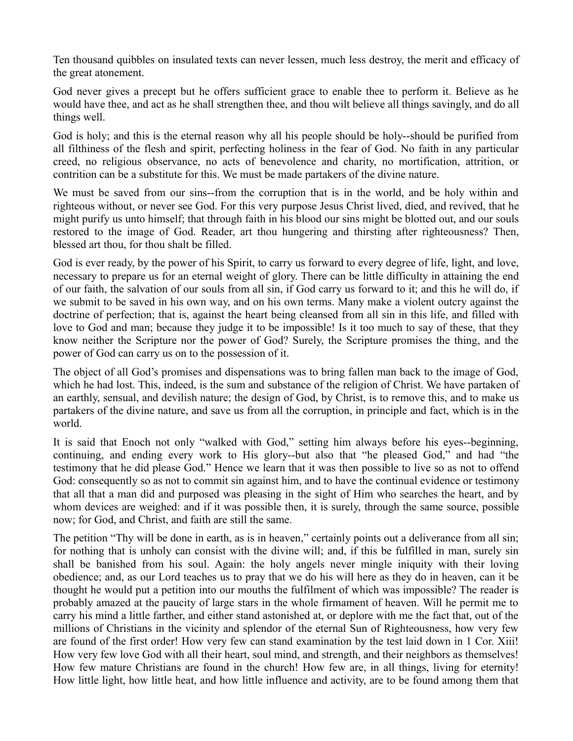Ten thousand quibbles on insulated texts can never lessen, much less destroy, the merit and efficacy of the great atonement.

God never gives a precept but he offers sufficient grace to enable thee to perform it. Believe as he would have thee, and act as he shall strengthen thee, and thou wilt believe all things savingly, and do all things well.

God is holy; and this is the eternal reason why all his people should be holy--should be purified from all filthiness of the flesh and spirit, perfecting holiness in the fear of God. No faith in any particular creed, no religious observance, no acts of benevolence and charity, no mortification, attrition, or contrition can be a substitute for this. We must be made partakers of the divine nature.

We must be saved from our sins--from the corruption that is in the world, and be holy within and righteous without, or never see God. For this very purpose Jesus Christ lived, died, and revived, that he might purify us unto himself; that through faith in his blood our sins might be blotted out, and our souls restored to the image of God. Reader, art thou hungering and thirsting after righteousness? Then, blessed art thou, for thou shalt be filled.

God is ever ready, by the power of his Spirit, to carry us forward to every degree of life, light, and love, necessary to prepare us for an eternal weight of glory. There can be little difficulty in attaining the end of our faith, the salvation of our souls from all sin, if God carry us forward to it; and this he will do, if we submit to be saved in his own way, and on his own terms. Many make a violent outcry against the doctrine of perfection; that is, against the heart being cleansed from all sin in this life, and filled with love to God and man; because they judge it to be impossible! Is it too much to say of these, that they know neither the Scripture nor the power of God? Surely, the Scripture promises the thing, and the power of God can carry us on to the possession of it.

The object of all God's promises and dispensations was to bring fallen man back to the image of God, which he had lost. This, indeed, is the sum and substance of the religion of Christ. We have partaken of an earthly, sensual, and devilish nature; the design of God, by Christ, is to remove this, and to make us partakers of the divine nature, and save us from all the corruption, in principle and fact, which is in the world.

It is said that Enoch not only "walked with God," setting him always before his eyes--beginning, continuing, and ending every work to His glory--but also that "he pleased God," and had "the testimony that he did please God." Hence we learn that it was then possible to live so as not to offend God: consequently so as not to commit sin against him, and to have the continual evidence or testimony that all that a man did and purposed was pleasing in the sight of Him who searches the heart, and by whom devices are weighed: and if it was possible then, it is surely, through the same source, possible now; for God, and Christ, and faith are still the same.

The petition "Thy will be done in earth, as is in heaven," certainly points out a deliverance from all sin; for nothing that is unholy can consist with the divine will; and, if this be fulfilled in man, surely sin shall be banished from his soul. Again: the holy angels never mingle iniquity with their loving obedience; and, as our Lord teaches us to pray that we do his will here as they do in heaven, can it be thought he would put a petition into our mouths the fulfilment of which was impossible? The reader is probably amazed at the paucity of large stars in the whole firmament of heaven. Will he permit me to carry his mind a little farther, and either stand astonished at, or deplore with me the fact that, out of the millions of Christians in the vicinity and splendor of the eternal Sun of Righteousness, how very few are found of the first order! How very few can stand examination by the test laid down in 1 Cor. Xiii! How very few love God with all their heart, soul mind, and strength, and their neighbors as themselves! How few mature Christians are found in the church! How few are, in all things, living for eternity! How little light, how little heat, and how little influence and activity, are to be found among them that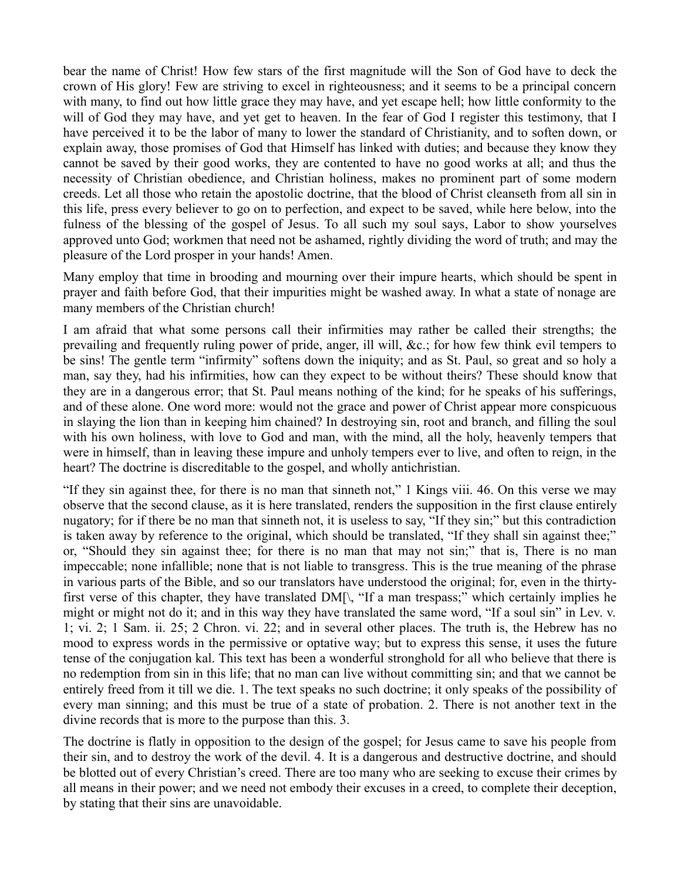bear the name of Christ! How few stars of the first magnitude will the Son of God have to deck the crown of His glory! Few are striving to excel in righteousness; and it seems to be a principal concern with many, to find out how little grace they may have, and yet escape hell; how little conformity to the will of God they may have, and yet get to heaven. In the fear of God I register this testimony, that I have perceived it to be the labor of many to lower the standard of Christianity, and to soften down, or explain away, those promises of God that Himself has linked with duties; and because they know they cannot be saved by their good works, they are contented to have no good works at all; and thus the necessity of Christian obedience, and Christian holiness, makes no prominent part of some modern creeds. Let all those who retain the apostolic doctrine, that the blood of Christ cleanseth from all sin in this life, press every believer to go on to perfection, and expect to be saved, while here below, into the fulness of the blessing of the gospel of Jesus. To all such my soul says, Labor to show yourselves approved unto God; workmen that need not be ashamed, rightly dividing the word of truth; and may the pleasure of the Lord prosper in your hands! Amen.

Many employ that time in brooding and mourning over their impure hearts, which should be spent in prayer and faith before God, that their impurities might be washed away. In what a state of nonage are many members of the Christian church!

I am afraid that what some persons call their infirmities may rather be called their strengths; the prevailing and frequently ruling power of pride, anger, ill will, &c.; for how few think evil tempers to be sins! The gentle term "infirmity" softens down the iniquity; and as St. Paul, so great and so holy a man, say they, had his infirmities, how can they expect to be without theirs? These should know that they are in a dangerous error; that St. Paul means nothing of the kind; for he speaks of his sufferings, and of these alone. One word more: would not the grace and power of Christ appear more conspicuous in slaying the lion than in keeping him chained? In destroying sin, root and branch, and filling the soul with his own holiness, with love to God and man, with the mind, all the holy, heavenly tempers that were in himself, than in leaving these impure and unholy tempers ever to live, and often to reign, in the heart? The doctrine is discreditable to the gospel, and wholly antichristian.

"If they sin against thee, for there is no man that sinneth not," 1 Kings viii. 46. On this verse we may observe that the second clause, as it is here translated, renders the supposition in the first clause entirely nugatory; for if there be no man that sinneth not, it is useless to say, "If they sin;" but this contradiction is taken away by reference to the original, which should be translated, "If they shall sin against thee;" or, "Should they sin against thee; for there is no man that may not sin;" that is, There is no man impeccable; none infallible; none that is not liable to transgress. This is the true meaning of the phrase in various parts of the Bible, and so our translators have understood the original; for, even in the thirty-first verse of this chapter, they have translated DM[\, "If a man trespass;" which certainly implies he might or might not do it; and in this way they have translated the same word, "If a soul sin" in Lev. v. 1; vi. 2; 1 Sam. ii. 25; 2 Chron. vi. 22; and in several other places. The truth is, the Hebrew has no mood to express words in the permissive or optative way; but to express this sense, it uses the future tense of the conjugation kal. This text has been a wonderful stronghold for all who believe that there is no redemption from sin in this life; that no man can live without committing sin; and that we cannot be entirely freed from it till we die. 1. The text speaks no such doctrine; it only speaks of the possibility of every man sinning; and this must be true of a state of probation. 2. There is not another text in the divine records that is more to the purpose than this. 3.

The doctrine is flatly in opposition to the design of the gospel; for Jesus came to save his people from their sin, and to destroy the work of the devil. 4. It is a dangerous and destructive doctrine, and should be blotted out of every Christian's creed. There are too many who are seeking to excuse their crimes by all means in their power; and we need not embody their excuses in a creed, to complete their deception, by stating that their sins are unavoidable.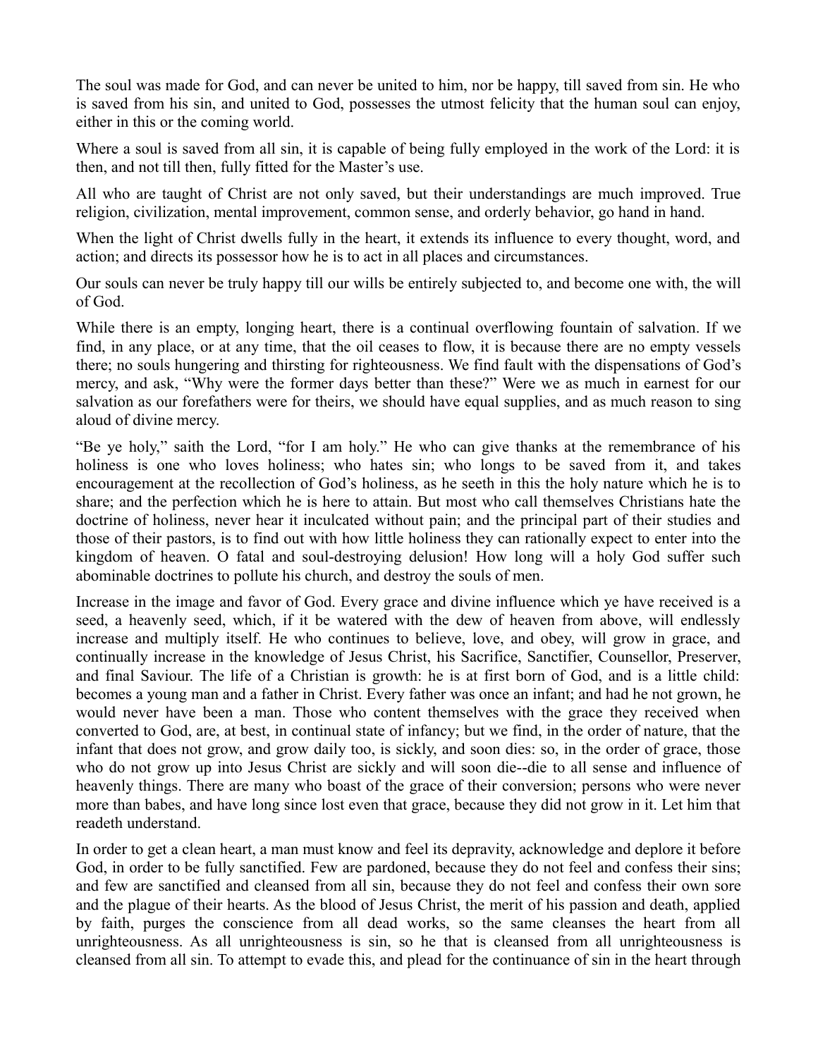The soul was made for God, and can never be united to him, nor be happy, till saved from sin. He who is saved from his sin, and united to God, possesses the utmost felicity that the human soul can enjoy, either in this or the coming world.

Where a soul is saved from all sin, it is capable of being fully employed in the work of the Lord: it is then, and not till then, fully fitted for the Master's use.

All who are taught of Christ are not only saved, but their understandings are much improved. True religion, civilization, mental improvement, common sense, and orderly behavior, go hand in hand.

When the light of Christ dwells fully in the heart, it extends its influence to every thought, word, and action; and directs its possessor how he is to act in all places and circumstances.

Our souls can never be truly happy till our wills be entirely subjected to, and become one with, the will of God.

While there is an empty, longing heart, there is a continual overflowing fountain of salvation. If we find, in any place, or at any time, that the oil ceases to flow, it is because there are no empty vessels there; no souls hungering and thirsting for righteousness. We find fault with the dispensations of God's mercy, and ask, "Why were the former days better than these?" Were we as much in earnest for our salvation as our forefathers were for theirs, we should have equal supplies, and as much reason to sing aloud of divine mercy.

"Be ye holy," saith the Lord, "for I am holy." He who can give thanks at the remembrance of his holiness is one who loves holiness; who hates sin; who longs to be saved from it, and takes encouragement at the recollection of God's holiness, as he seeth in this the holy nature which he is to share; and the perfection which he is here to attain. But most who call themselves Christians hate the doctrine of holiness, never hear it inculcated without pain; and the principal part of their studies and those of their pastors, is to find out with how little holiness they can rationally expect to enter into the kingdom of heaven. O fatal and soul-destroying delusion! How long will a holy God suffer such abominable doctrines to pollute his church, and destroy the souls of men.

Increase in the image and favor of God. Every grace and divine influence which ye have received is a seed, a heavenly seed, which, if it be watered with the dew of heaven from above, will endlessly increase and multiply itself. He who continues to believe, love, and obey, will grow in grace, and continually increase in the knowledge of Jesus Christ, his Sacrifice, Sanctifier, Counsellor, Preserver, and final Saviour. The life of a Christian is growth: he is at first born of God, and is a little child: becomes a young man and a father in Christ. Every father was once an infant; and had he not grown, he would never have been a man. Those who content themselves with the grace they received when converted to God, are, at best, in continual state of infancy; but we find, in the order of nature, that the infant that does not grow, and grow daily too, is sickly, and soon dies: so, in the order of grace, those who do not grow up into Jesus Christ are sickly and will soon die--die to all sense and influence of heavenly things. There are many who boast of the grace of their conversion; persons who were never more than babes, and have long since lost even that grace, because they did not grow in it. Let him that readeth understand.

In order to get a clean heart, a man must know and feel its depravity, acknowledge and deplore it before God, in order to be fully sanctified. Few are pardoned, because they do not feel and confess their sins; and few are sanctified and cleansed from all sin, because they do not feel and confess their own sore and the plague of their hearts. As the blood of Jesus Christ, the merit of his passion and death, applied by faith, purges the conscience from all dead works, so the same cleanses the heart from all unrighteousness. As all unrighteousness is sin, so he that is cleansed from all unrighteousness is cleansed from all sin. To attempt to evade this, and plead for the continuance of sin in the heart through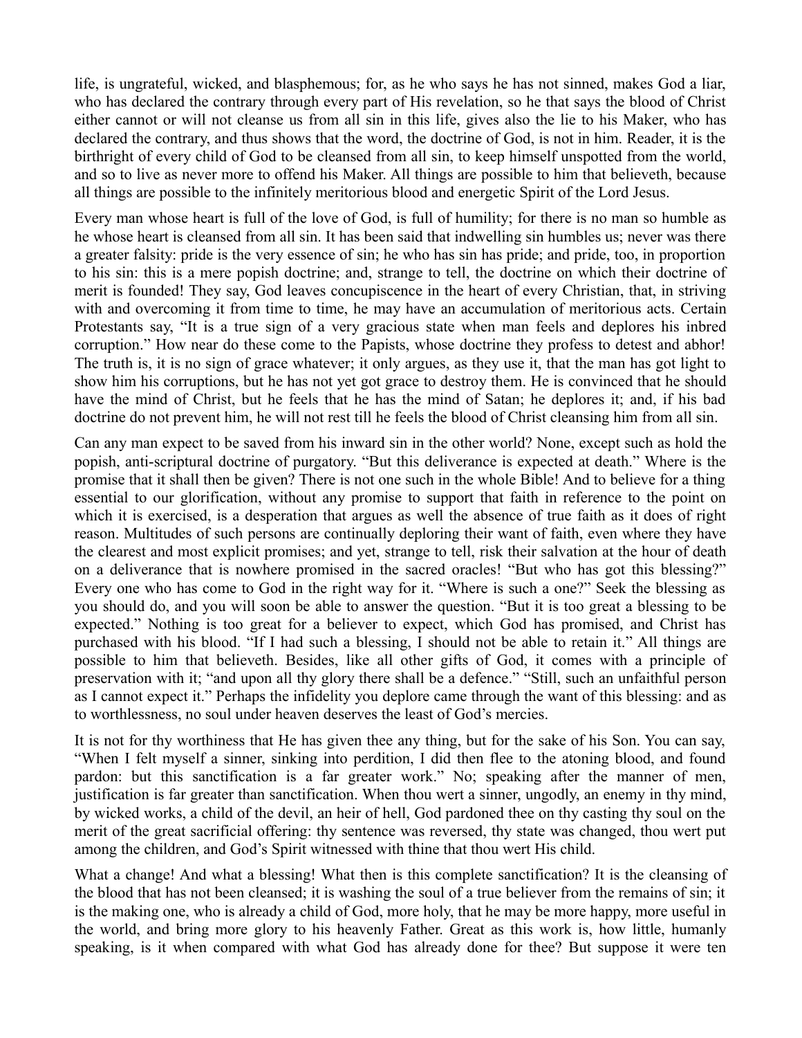life, is ungrateful, wicked, and blasphemous; for, as he who says he has not sinned, makes God a liar, who has declared the contrary through every part of His revelation, so he that says the blood of Christ either cannot or will not cleanse us from all sin in this life, gives also the lie to his Maker, who has declared the contrary, and thus shows that the word, the doctrine of God, is not in him. Reader, it is the birthright of every child of God to be cleansed from all sin, to keep himself unspotted from the world, and so to live as never more to offend his Maker. All things are possible to him that believeth, because all things are possible to the infinitely meritorious blood and energetic Spirit of the Lord Jesus.

Every man whose heart is full of the love of God, is full of humility; for there is no man so humble as he whose heart is cleansed from all sin. It has been said that indwelling sin humbles us; never was there a greater falsity: pride is the very essence of sin; he who has sin has pride; and pride, too, in proportion to his sin: this is a mere popish doctrine; and, strange to tell, the doctrine on which their doctrine of merit is founded! They say, God leaves concupiscence in the heart of every Christian, that, in striving with and overcoming it from time to time, he may have an accumulation of meritorious acts. Certain Protestants say, "It is a true sign of a very gracious state when man feels and deplores his inbred corruption." How near do these come to the Papists, whose doctrine they profess to detest and abhor! The truth is, it is no sign of grace whatever; it only argues, as they use it, that the man has got light to show him his corruptions, but he has not yet got grace to destroy them. He is convinced that he should have the mind of Christ, but he feels that he has the mind of Satan; he deplores it; and, if his bad doctrine do not prevent him, he will not rest till he feels the blood of Christ cleansing him from all sin.

Can any man expect to be saved from his inward sin in the other world? None, except such as hold the popish, anti-scriptural doctrine of purgatory. "But this deliverance is expected at death." Where is the promise that it shall then be given? There is not one such in the whole Bible! And to believe for a thing essential to our glorification, without any promise to support that faith in reference to the point on which it is exercised, is a desperation that argues as well the absence of true faith as it does of right reason. Multitudes of such persons are continually deploring their want of faith, even where they have the clearest and most explicit promises; and yet, strange to tell, risk their salvation at the hour of death on a deliverance that is nowhere promised in the sacred oracles! "But who has got this blessing?" Every one who has come to God in the right way for it. "Where is such a one?" Seek the blessing as you should do, and you will soon be able to answer the question. "But it is too great a blessing to be expected." Nothing is too great for a believer to expect, which God has promised, and Christ has purchased with his blood. "If I had such a blessing, I should not be able to retain it." All things are possible to him that believeth. Besides, like all other gifts of God, it comes with a principle of preservation with it; "and upon all thy glory there shall be a defence." "Still, such an unfaithful person as I cannot expect it." Perhaps the infidelity you deplore came through the want of this blessing: and as to worthlessness, no soul under heaven deserves the least of God's mercies.

It is not for thy worthiness that He has given thee any thing, but for the sake of his Son. You can say, "When I felt myself a sinner, sinking into perdition, I did then flee to the atoning blood, and found pardon: but this sanctification is a far greater work." No; speaking after the manner of men, justification is far greater than sanctification. When thou wert a sinner, ungodly, an enemy in thy mind, by wicked works, a child of the devil, an heir of hell, God pardoned thee on thy casting thy soul on the merit of the great sacrificial offering: thy sentence was reversed, thy state was changed, thou wert put among the children, and God's Spirit witnessed with thine that thou wert His child.

What a change! And what a blessing! What then is this complete sanctification? It is the cleansing of the blood that has not been cleansed; it is washing the soul of a true believer from the remains of sin; it is the making one, who is already a child of God, more holy, that he may be more happy, more useful in the world, and bring more glory to his heavenly Father. Great as this work is, how little, humanly speaking, is it when compared with what God has already done for thee? But suppose it were ten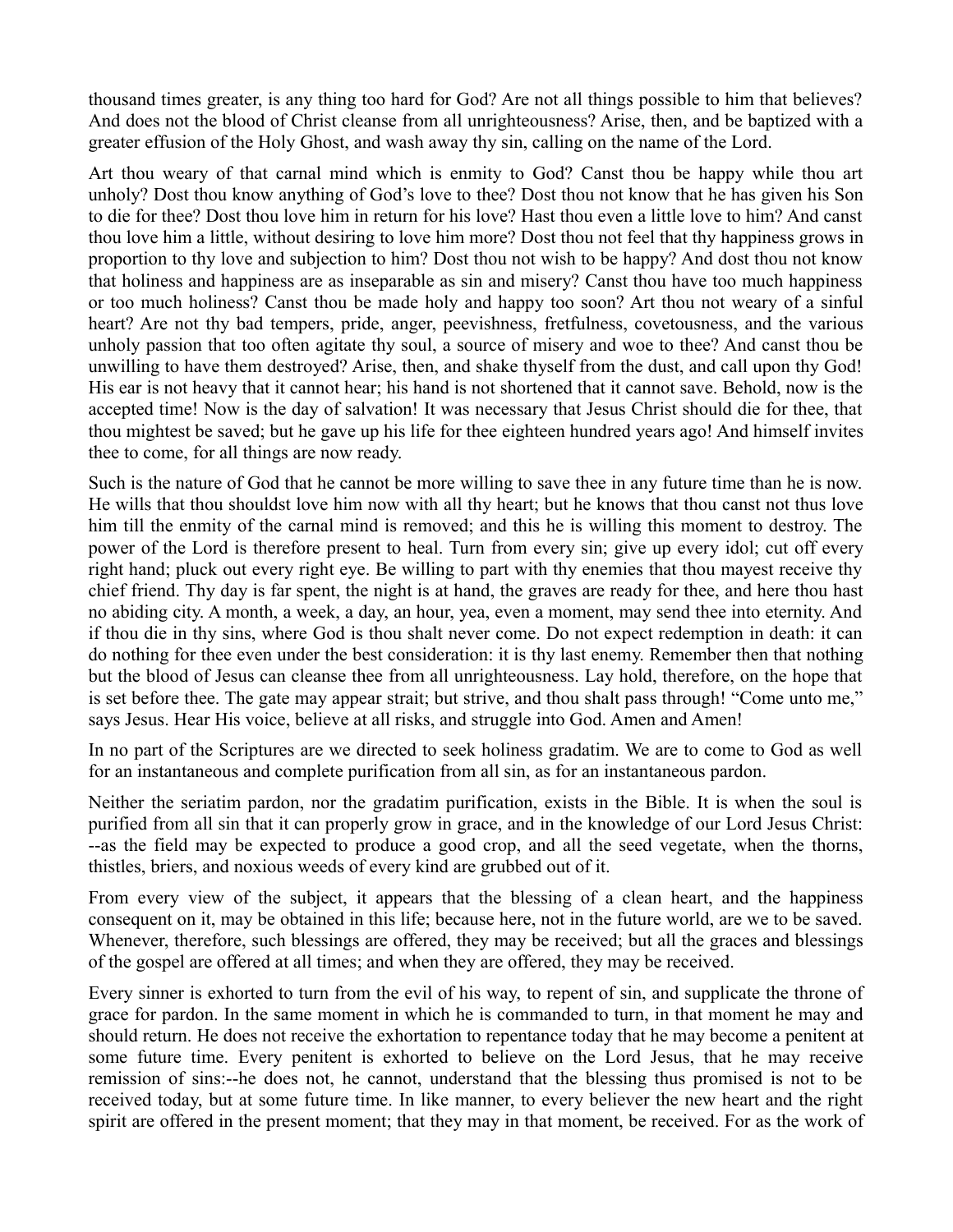thousand times greater, is any thing too hard for God? Are not all things possible to him that believes? And does not the blood of Christ cleanse from all unrighteousness? Arise, then, and be baptized with a greater effusion of the Holy Ghost, and wash away thy sin, calling on the name of the Lord.

Art thou weary of that carnal mind which is enmity to God? Canst thou be happy while thou art unholy? Dost thou know anything of God's love to thee? Dost thou not know that he has given his Son to die for thee? Dost thou love him in return for his love? Hast thou even a little love to him? And canst thou love him a little, without desiring to love him more? Dost thou not feel that thy happiness grows in proportion to thy love and subjection to him? Dost thou not wish to be happy? And dost thou not know that holiness and happiness are as inseparable as sin and misery? Canst thou have too much happiness or too much holiness? Canst thou be made holy and happy too soon? Art thou not weary of a sinful heart? Are not thy bad tempers, pride, anger, peevishness, fretfulness, covetousness, and the various unholy passion that too often agitate thy soul, a source of misery and woe to thee? And canst thou be unwilling to have them destroyed? Arise, then, and shake thyself from the dust, and call upon thy God! His ear is not heavy that it cannot hear; his hand is not shortened that it cannot save. Behold, now is the accepted time! Now is the day of salvation! It was necessary that Jesus Christ should die for thee, that thou mightest be saved; but he gave up his life for thee eighteen hundred years ago! And himself invites thee to come, for all things are now ready.

Such is the nature of God that he cannot be more willing to save thee in any future time than he is now. He wills that thou shouldst love him now with all thy heart; but he knows that thou canst not thus love him till the enmity of the carnal mind is removed; and this he is willing this moment to destroy. The power of the Lord is therefore present to heal. Turn from every sin; give up every idol; cut off every right hand; pluck out every right eye. Be willing to part with thy enemies that thou mayest receive thy chief friend. Thy day is far spent, the night is at hand, the graves are ready for thee, and here thou hast no abiding city. A month, a week, a day, an hour, yea, even a moment, may send thee into eternity. And if thou die in thy sins, where God is thou shalt never come. Do not expect redemption in death: it can do nothing for thee even under the best consideration: it is thy last enemy. Remember then that nothing but the blood of Jesus can cleanse thee from all unrighteousness. Lay hold, therefore, on the hope that is set before thee. The gate may appear strait; but strive, and thou shalt pass through! "Come unto me," says Jesus. Hear His voice, believe at all risks, and struggle into God. Amen and Amen!

In no part of the Scriptures are we directed to seek holiness gradatim. We are to come to God as well for an instantaneous and complete purification from all sin, as for an instantaneous pardon.

Neither the seriatim pardon, nor the gradatim purification, exists in the Bible. It is when the soul is purified from all sin that it can properly grow in grace, and in the knowledge of our Lord Jesus Christ: --as the field may be expected to produce a good crop, and all the seed vegetate, when the thorns, thistles, briers, and noxious weeds of every kind are grubbed out of it.

From every view of the subject, it appears that the blessing of a clean heart, and the happiness consequent on it, may be obtained in this life; because here, not in the future world, are we to be saved. Whenever, therefore, such blessings are offered, they may be received; but all the graces and blessings of the gospel are offered at all times; and when they are offered, they may be received.

Every sinner is exhorted to turn from the evil of his way, to repent of sin, and supplicate the throne of grace for pardon. In the same moment in which he is commanded to turn, in that moment he may and should return. He does not receive the exhortation to repentance today that he may become a penitent at some future time. Every penitent is exhorted to believe on the Lord Jesus, that he may receive remission of sins:--he does not, he cannot, understand that the blessing thus promised is not to be received today, but at some future time. In like manner, to every believer the new heart and the right spirit are offered in the present moment; that they may in that moment, be received. For as the work of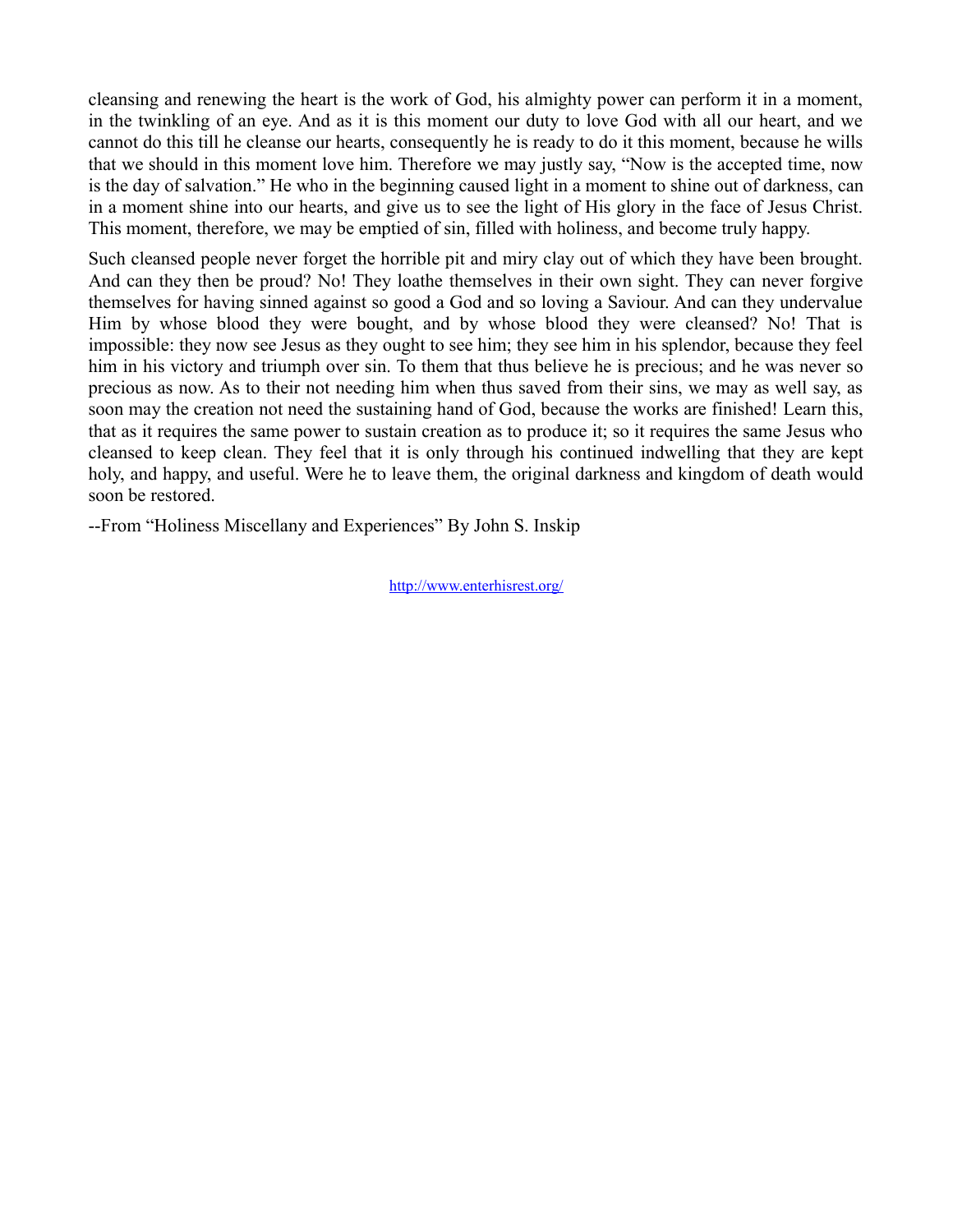cleansing and renewing the heart is the work of God, his almighty power can perform it in a moment, in the twinkling of an eye. And as it is this moment our duty to love God with all our heart, and we cannot do this till he cleanse our hearts, consequently he is ready to do it this moment, because he wills that we should in this moment love him. Therefore we may justly say, "Now is the accepted time, now is the day of salvation." He who in the beginning caused light in a moment to shine out of darkness, can in a moment shine into our hearts, and give us to see the light of His glory in the face of Jesus Christ. This moment, therefore, we may be emptied of sin, filled with holiness, and become truly happy.

Such cleansed people never forget the horrible pit and miry clay out of which they have been brought. And can they then be proud? No! They loathe themselves in their own sight. They can never forgive themselves for having sinned against so good a God and so loving a Saviour. And can they undervalue Him by whose blood they were bought, and by whose blood they were cleansed? No! That is impossible: they now see Jesus as they ought to see him; they see him in his splendor, because they feel him in his victory and triumph over sin. To them that thus believe he is precious; and he was never so precious as now. As to their not needing him when thus saved from their sins, we may as well say, as soon may the creation not need the sustaining hand of God, because the works are finished! Learn this, that as it requires the same power to sustain creation as to produce it; so it requires the same Jesus who cleansed to keep clean. They feel that it is only through his continued indwelling that they are kept holy, and happy, and useful. Were he to leave them, the original darkness and kingdom of death would soon be restored.

--From "Holiness Miscellany and Experiences" By John S. Inskip

http://www.enterhisrest.org/